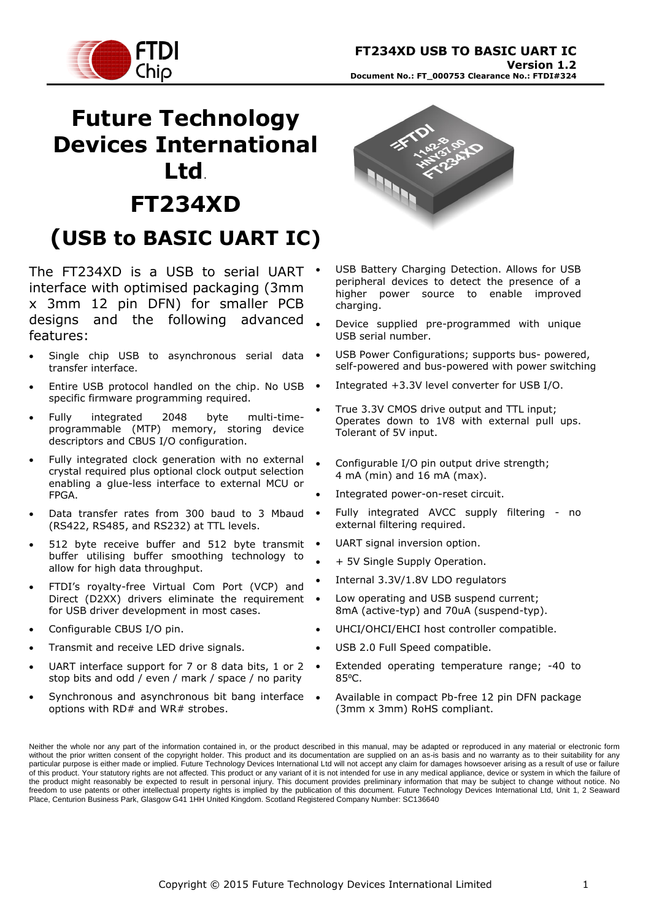# Future Technology Devices International Ltd.

# FT234XD

# (USB to BASIC UART IC)

The FT234XD is a USB to serial UART interface with optimised packaging (3mm x 3mm 12 pin DFN) for smaller PCB designs and the following advanced features:

- Single chip USB to asynchronous serial data transfer interface.
- Entire USB protocol handled on the chip. No USB specific firmware programming required.
- Fully integrated 2048 byte multi-time-programmable (MTP) memory, storing device descriptors and CBUS I/O configuration.
- Fully integrated clock generation with no external crystal required plus optional clock output selection enabling a glue-less interface to external MCU or FPGA.
- Data transfer rates from 300 baud to 3 Mbaud (RS422, RS485, and RS232) at TTL levels.
- 512 byte receive buffer and 512 byte transmit buffer utilising buffer smoothing technology to allow for high data throughput.
- FTDI's royalty-free Virtual Com Port (VCP) and Direct (D2XX) drivers eliminate the requirement for USB driver development in most cases.
- Configurable CBUS I/O pin.
- Transmit and receive LED drive signals.
- UART interface support for 7 or 8 data bits, 1 or 2 stop bits and odd / even / mark / space / no parity
- Synchronous and asynchronous bit bang interface options with RD# and WR# strobes.
- USB Battery Charging Detection. Allows for USB peripheral devices to detect the presence of a higher power source to enable improved charging.
- Device supplied pre-programmed with unique USB serial number.
- USB Power Configurations; supports bus- powered, self-powered and bus-powered with power switching
- Integrated +3.3V level converter for USB I/O.
- True 3.3V CMOS drive output and TTL input; Operates down to 1V8 with external pull ups. Tolerant of 5V input.
- Configurable I/O pin output drive strength; 4 mA (min) and 16 mA (max).
- Integrated power-on-reset circuit.
- Fully integrated AVCC supply filtering - no external filtering required.
- UART signal inversion option.
- + 5V Single Supply Operation.
- Internal 3.3V/1.8V LDO regulators
- Low operating and USB suspend current; 8mA (active-typ) and 70uA (suspend-typ).
- UHCI/OHCI/EHCI host controller compatible.
- USB 2.0 Full Speed compatible.
- Extended operating temperature range; -40 to 85ºC.
- Available in compact Pb-free 12 pin DFN package (3mm x 3mm) RoHS compliant.

Neither the whole nor any part of the information contained in, or the product described in this manual, may be adapted or reproduced in any material or electronic form without the prior written consent of the copyright holder. This product and its documentation are supplied on an as-is basis and no warranty as to their suitability for any particular purpose is either made or implied. Future Technology Devices International Ltd will not accept any claim for damages howsoever arising as a result of use or failure of this product. Your statutory rights are not affected. This product or any variant of it is not intended for use in any medical appliance, device or system in which the failure of the product might reasonably be expected to result in personal injury. This document provides preliminary information that may be subject to change without notice. No freedom to use patents or other intellectual property rights is implied by the publication of this document. Future Technology Devices International Ltd, Unit 1, 2 Seaward Place, Centurion Business Park, Glasgow G41 1HH United Kingdom. Scotland Registered Company Number: SC136640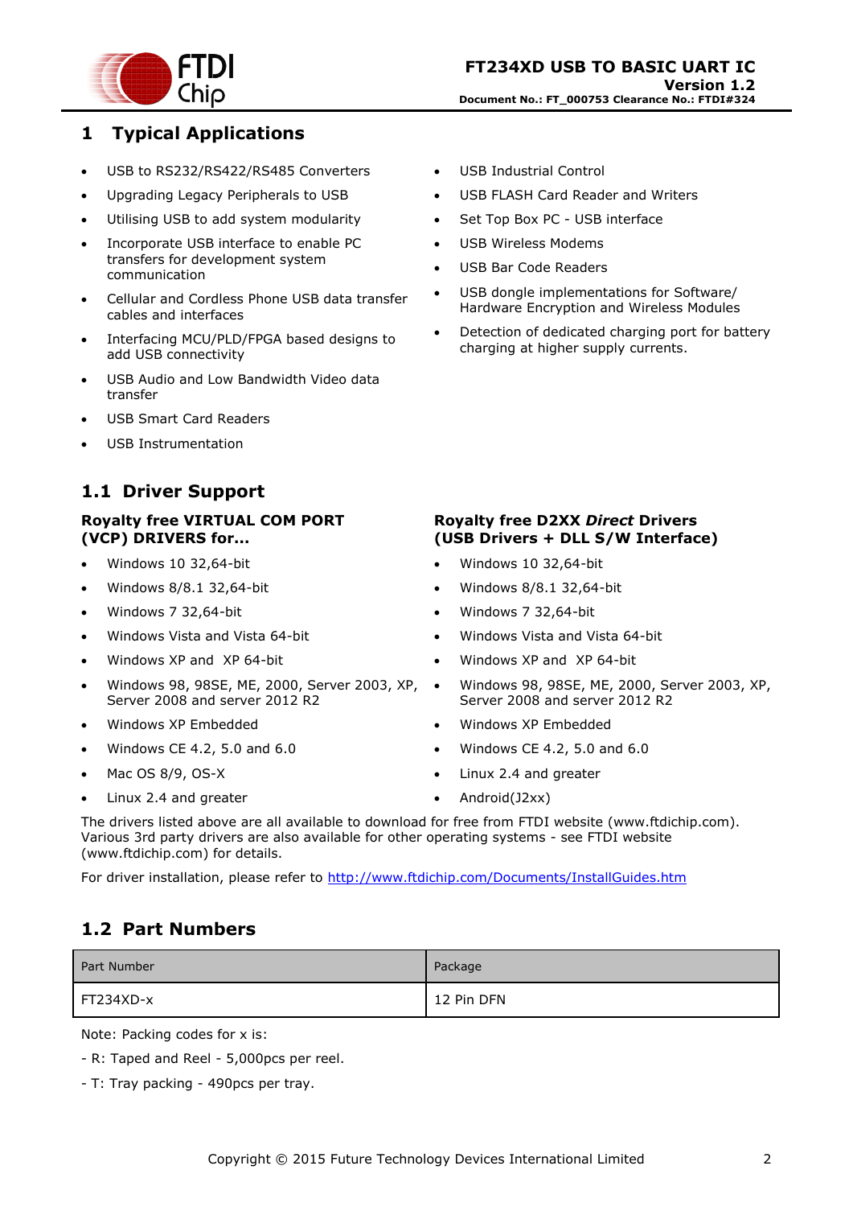# 1 Typical Applications

- USB to RS232/RS422/RS485 Converters
- Upgrading Legacy Peripherals to USB
- Utilising USB to add system modularity
- Incorporate USB interface to enable PC transfers for development system communication
- Cellular and Cordless Phone USB data transfer cables and interfaces
- Interfacing MCU/PLD/FPGA based designs to add USB connectivity
- USB Audio and Low Bandwidth Video data transfer
- USB Smart Card Readers
- USB Instrumentation
- USB Industrial Control
- USB FLASH Card Reader and Writers
- Set Top Box PC - USB interface
- USB Wireless Modems
- USB Bar Code Readers
- USB dongle implementations for Software/ Hardware Encryption and Wireless Modules
- Detection of dedicated charging port for battery charging at higher supply currents.

## 1.1 Driver Support

**Royalty free VIRTUAL COM PORT (VCP) DRIVERS for...**

- Windows 10 32,64-bit
- Windows 8/8.1 32,64-bit
- Windows 7 32,64-bit
- Windows Vista and Vista 64-bit
- Windows XP and XP 64-bit
- Windows 98, 98SE, ME, 2000, Server 2003, XP, Server 2008 and server 2012 R2
- Windows XP Embedded
- Windows CE 4.2, 5.0 and 6.0
- Mac OS 8/9, OS-X
- Linux 2.4 and greater

**Royalty free D2XX *Direct* Drivers (USB Drivers + DLL S/W Interface)**

- Windows 10 32,64-bit
- Windows 8/8.1 32,64-bit
- Windows 7 32,64-bit
- Windows Vista and Vista 64-bit
- Windows XP and XP 64-bit
- Windows 98, 98SE, ME, 2000, Server 2003, XP, Server 2008 and server 2012 R2
- Windows XP Embedded
- Windows CE 4.2, 5.0 and 6.0
- Linux 2.4 and greater
- Android(J2xx)

The drivers listed above are all available to download for free from FTDI website (www.ftdichip.com). Various 3rd party drivers are also available for other operating systems - see FTDI website (www.ftdichip.com) for details.

For driver installation, please refer to http://www.ftdichip.com/Documents/InstallGuides.htm

## 1.2 Part Numbers

| Part Number | Package |
|---|---|
| FT234XD-x | 12 Pin DFN |

Note: Packing codes for x is:

- R: Taped and Reel - 5,000pcs per reel.

- T: Tray packing - 490pcs per tray.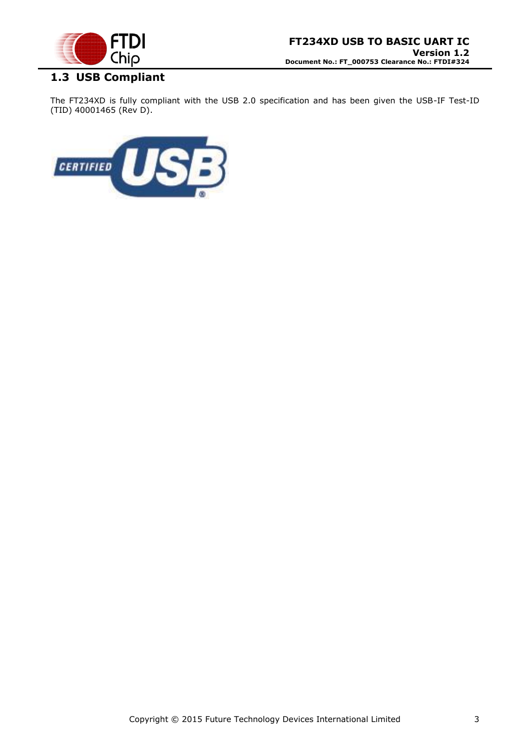## 1.3 USB Compliant

The FT234XD is fully compliant with the USB 2.0 specification and has been given the USB-IF Test-ID (TID) 40001465 (Rev D).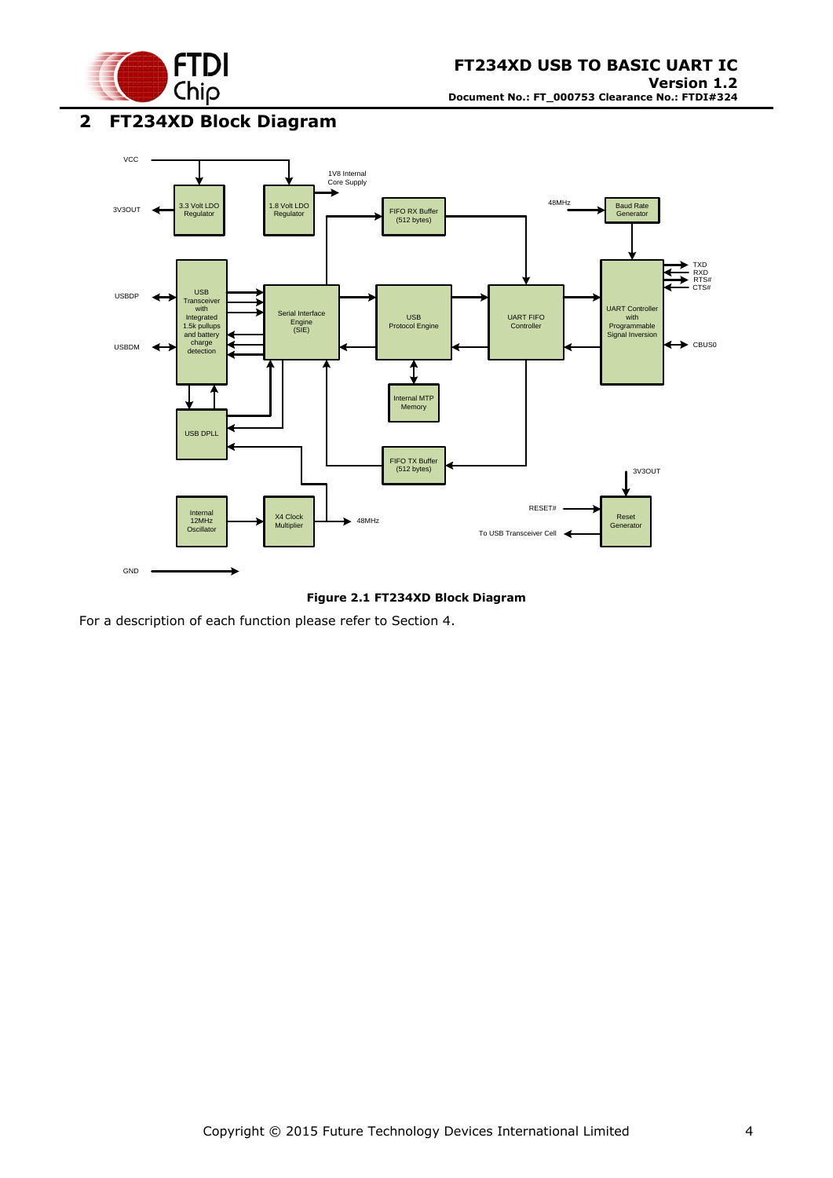# 2 FT234XD Block Diagram

**Figure 2.1 FT234XD Block Diagram**

For a description of each function please refer to Section 4.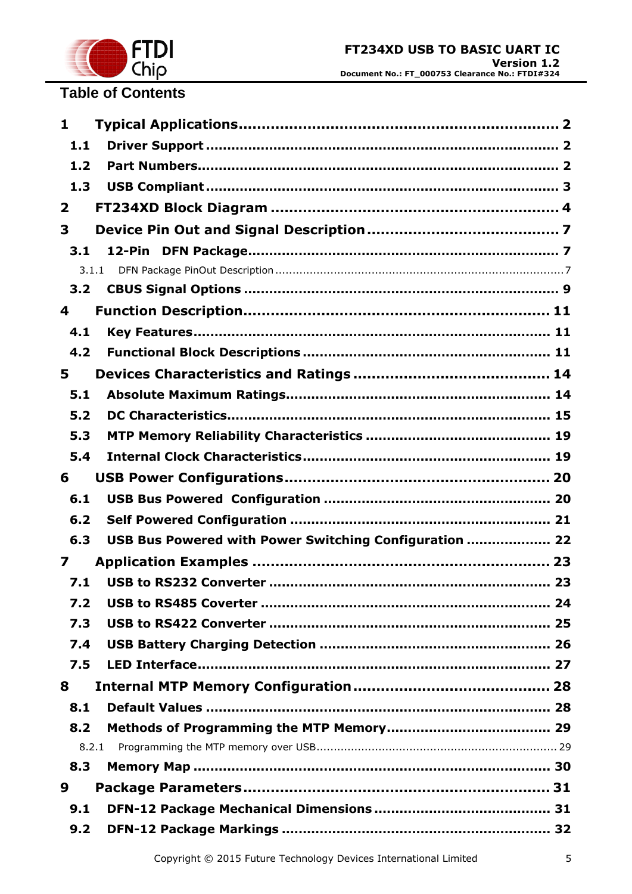# Table of Contents

**1 Typical Applications ........................................................ 2**

**1.1 Driver Support ........................................................ 2**

**1.2 Part Numbers ........................................................ 2**

**1.3 USB Compliant ........................................................ 3**

**2 FT234XD Block Diagram ........................................................ 4**

**3 Device Pin Out and Signal Description ........................................................ 7**

**3.1 12-Pin DFN Package ........................................................ 7**

3.1.1 DFN Package PinOut Description ........................................................ 7

**3.2 CBUS Signal Options ........................................................ 9**

**4 Function Description ........................................................ 11**

**4.1 Key Features ........................................................ 11**

**4.2 Functional Block Descriptions ........................................................ 11**

**5 Devices Characteristics and Ratings ........................................................ 14**

**5.1 Absolute Maximum Ratings ........................................................ 14**

**5.2 DC Characteristics ........................................................ 15**

**5.3 MTP Memory Reliability Characteristics ........................................................ 19**

**5.4 Internal Clock Characteristics ........................................................ 19**

**6 USB Power Configurations ........................................................ 20**

**6.1 USB Bus Powered Configuration ........................................................ 20**

**6.2 Self Powered Configuration ........................................................ 21**

**6.3 USB Bus Powered with Power Switching Configuration ........................................................ 22**

**7 Application Examples ........................................................ 23**

**7.1 USB to RS232 Converter ........................................................ 23**

**7.2 USB to RS485 Coverter ........................................................ 24**

**7.3 USB to RS422 Converter ........................................................ 25**

**7.4 USB Battery Charging Detection ........................................................ 26**

**7.5 LED Interface ........................................................ 27**

**8 Internal MTP Memory Configuration ........................................................ 28**

**8.1 Default Values ........................................................ 28**

**8.2 Methods of Programming the MTP Memory ........................................................ 29**

8.2.1 Programming the MTP memory over USB ........................................................ 29

**8.3 Memory Map ........................................................ 30**

**9 Package Parameters ........................................................ 31**

**9.1 DFN-12 Package Mechanical Dimensions ........................................................ 31**

**9.2 DFN-12 Package Markings ........................................................ 32**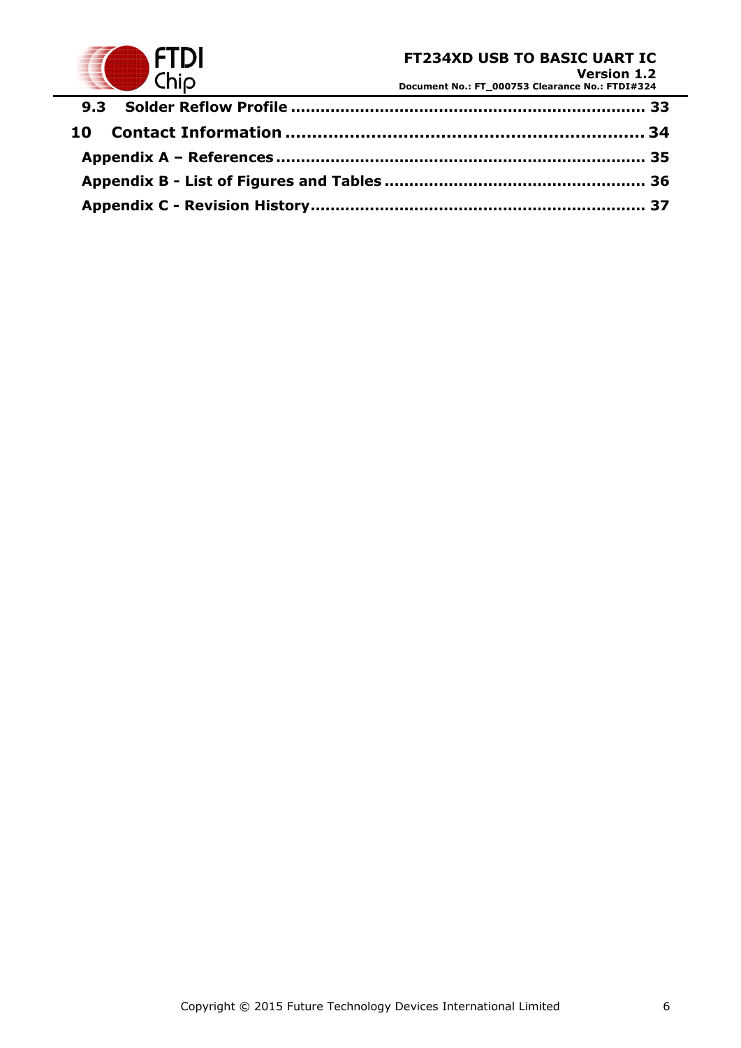**9.3 Solder Reflow Profile ........................................................................ 33**

**10 Contact Information ................................................................... 34**

**Appendix A – References .......................................................................... 35**

**Appendix B - List of Figures and Tables .................................................... 36**

**Appendix C - Revision History.................................................................... 37**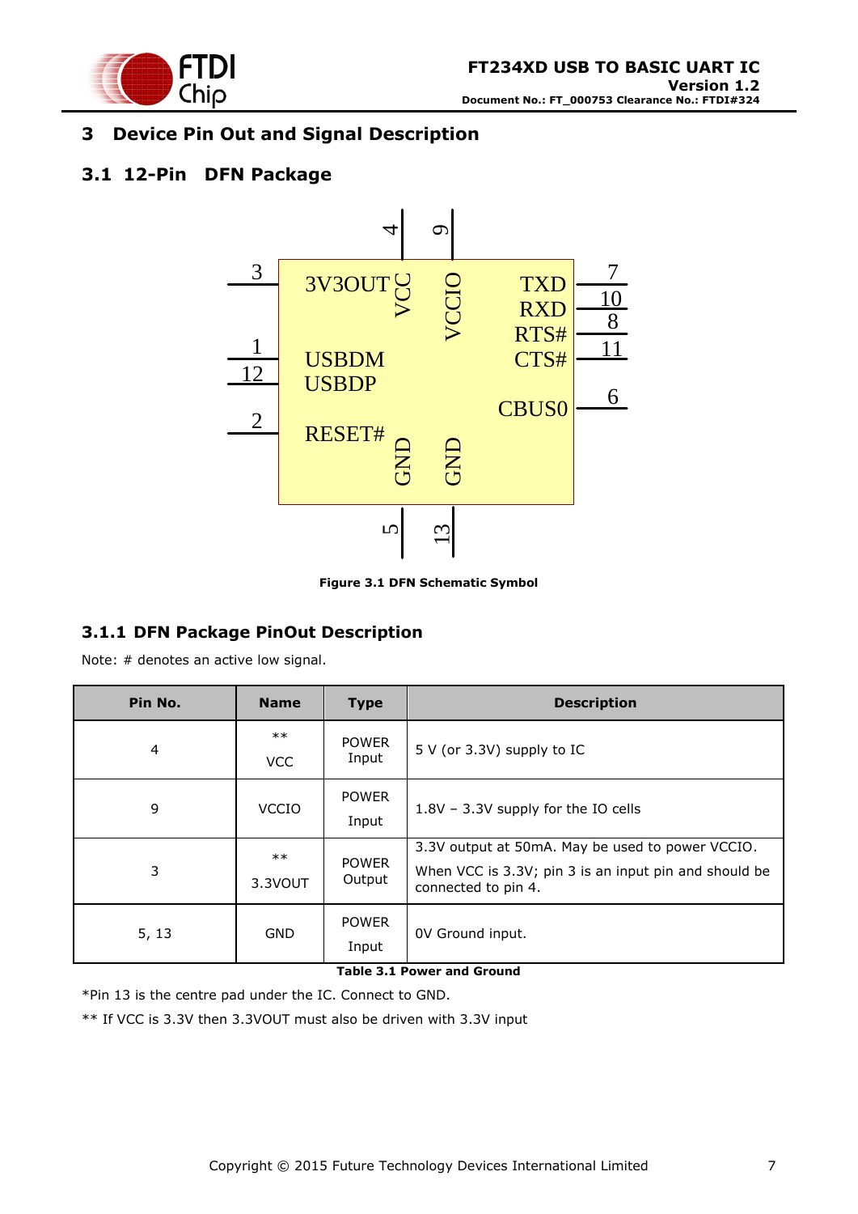# 3 Device Pin Out and Signal Description

## 3.1 12-Pin DFN Package

Figure 3.1 DFN Schematic Symbol

### 3.1.1 DFN Package PinOut Description

Note: # denotes an active low signal.

| Pin No. | Name | Type | Description |
|---|---|---|---|
| 4 | ** VCC | POWER Input | 5 V (or 3.3V) supply to IC |
| 9 | VCCIO | POWER Input | 1.8V – 3.3V supply for the IO cells |
| 3 | ** 3.3VOUT | POWER Output | 3.3V output at 50mA. May be used to power VCCIO. When VCC is 3.3V; pin 3 is an input pin and should be connected to pin 4. |
| 5, 13 | GND | POWER Input | 0V Ground input. |

Table 3.1 Power and Ground

*Pin 13 is the centre pad under the IC. Connect to GND.

** If VCC is 3.3V then 3.3VOUT must also be driven with 3.3V input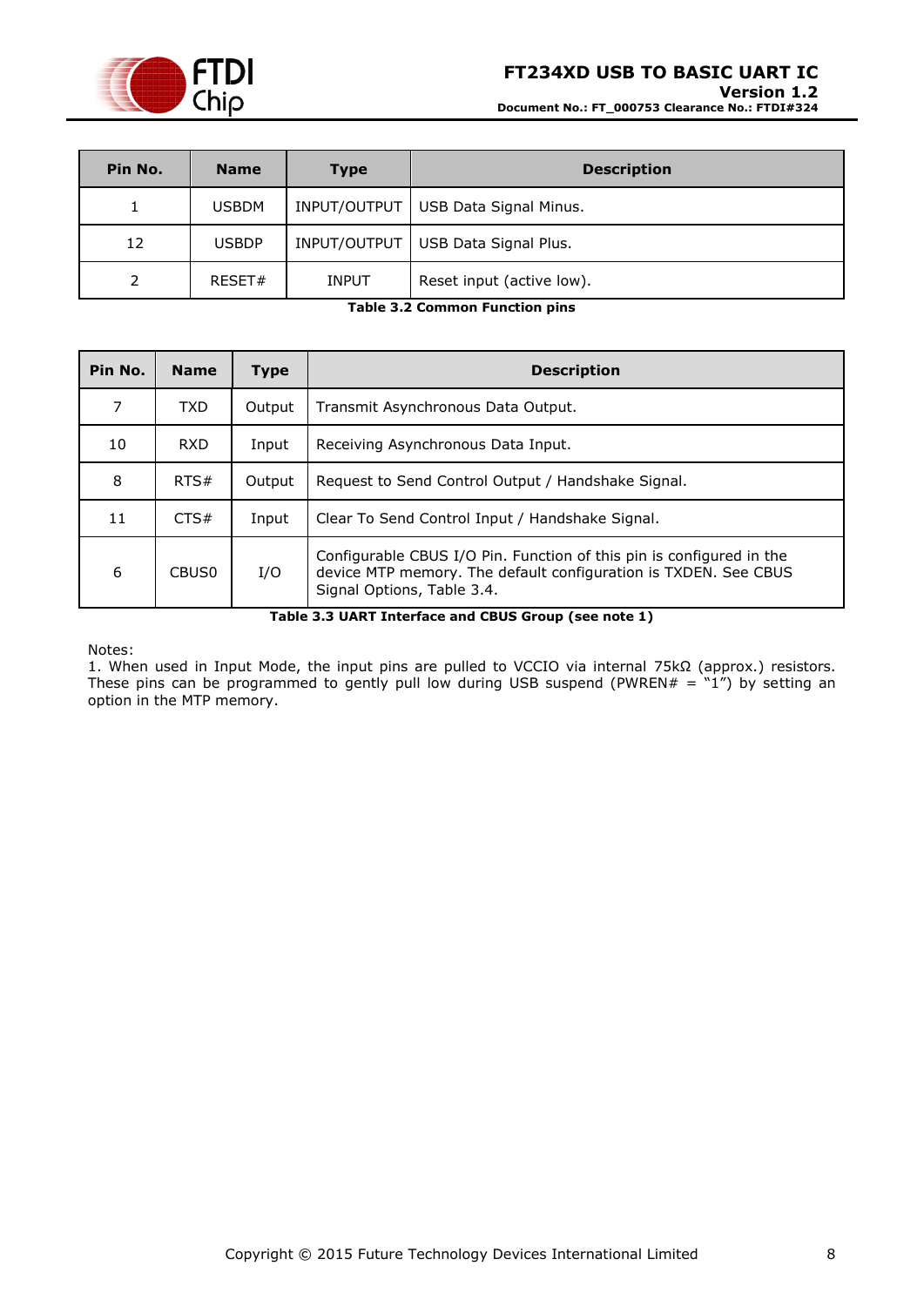| Pin No. | Name | Type | Description |
|---|---|---|---|
| 1 | USBDM | INPUT/OUTPUT | USB Data Signal Minus. |
| 12 | USBDP | INPUT/OUTPUT | USB Data Signal Plus. |
| 2 | RESET# | INPUT | Reset input (active low). |

**Table 3.2 Common Function pins**

| Pin No. | Name | Type | Description |
|---|---|---|---|
| 7 | TXD | Output | Transmit Asynchronous Data Output. |
| 10 | RXD | Input | Receiving Asynchronous Data Input. |
| 8 | RTS# | Output | Request to Send Control Output / Handshake Signal. |
| 11 | CTS# | Input | Clear To Send Control Input / Handshake Signal. |
| 6 | CBUS0 | I/O | Configurable CBUS I/O Pin. Function of this pin is configured in the device MTP memory. The default configuration is TXDEN. See CBUS Signal Options, Table 3.4. |

**Table 3.3 UART Interface and CBUS Group (see note 1)**

Notes:
1. When used in Input Mode, the input pins are pulled to VCCIO via internal 75kΩ (approx.) resistors. These pins can be programmed to gently pull low during USB suspend (PWREN# = “1”) by setting an option in the MTP memory.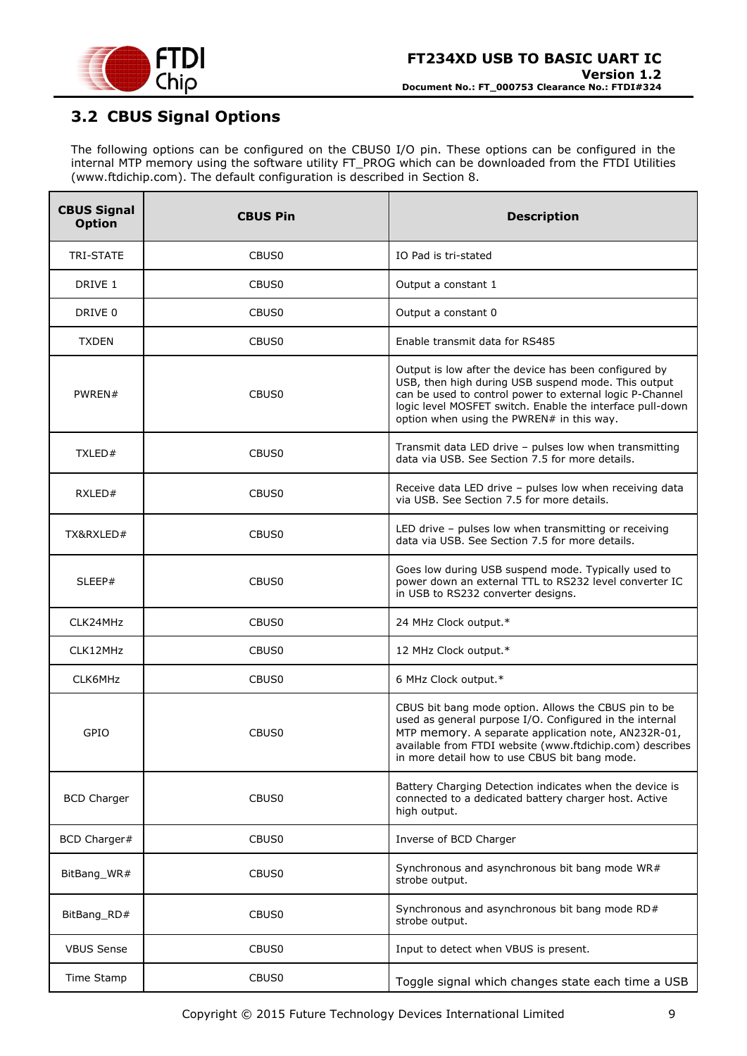## 3.2 CBUS Signal Options

The following options can be configured on the CBUS0 I/O pin. These options can be configured in the internal MTP memory using the software utility FT_PROG which can be downloaded from the FTDI Utilities (www.ftdichip.com). The default configuration is described in Section 8.

| CBUS Signal Option | CBUS Pin | Description |
|---|---|---|
| TRI-STATE | CBUS0 | IO Pad is tri-stated |
| DRIVE 1 | CBUS0 | Output a constant 1 |
| DRIVE 0 | CBUS0 | Output a constant 0 |
| TXDEN | CBUS0 | Enable transmit data for RS485 |
| PWREN# | CBUS0 | Output is low after the device has been configured by USB, then high during USB suspend mode. This output can be used to control power to external logic P-Channel logic level MOSFET switch. Enable the interface pull-down option when using the PWREN# in this way. |
| TXLED# | CBUS0 | Transmit data LED drive – pulses low when transmitting data via USB. See Section 7.5 for more details. |
| RXLED# | CBUS0 | Receive data LED drive – pulses low when receiving data via USB. See Section 7.5 for more details. |
| TX&RXLED# | CBUS0 | LED drive – pulses low when transmitting or receiving data via USB. See Section 7.5 for more details. |
| SLEEP# | CBUS0 | Goes low during USB suspend mode. Typically used to power down an external TTL to RS232 level converter IC in USB to RS232 converter designs. |
| CLK24MHz | CBUS0 | 24 MHz Clock output.* |
| CLK12MHz | CBUS0 | 12 MHz Clock output.* |
| CLK6MHz | CBUS0 | 6 MHz Clock output.* |
| GPIO | CBUS0 | CBUS bit bang mode option. Allows the CBUS pin to be used as general purpose I/O. Configured in the internal MTP memory. A separate application note, AN232R-01, available from FTDI website (www.ftdichip.com) describes in more detail how to use CBUS bit bang mode. |
| BCD Charger | CBUS0 | Battery Charging Detection indicates when the device is connected to a dedicated battery charger host. Active high output. |
| BCD Charger# | CBUS0 | Inverse of BCD Charger |
| BitBang_WR# | CBUS0 | Synchronous and asynchronous bit bang mode WR# strobe output. |
| BitBang_RD# | CBUS0 | Synchronous and asynchronous bit bang mode RD# strobe output. |
| VBUS Sense | CBUS0 | Input to detect when VBUS is present. |
| Time Stamp | CBUS0 | Toggle signal which changes state each time a USB |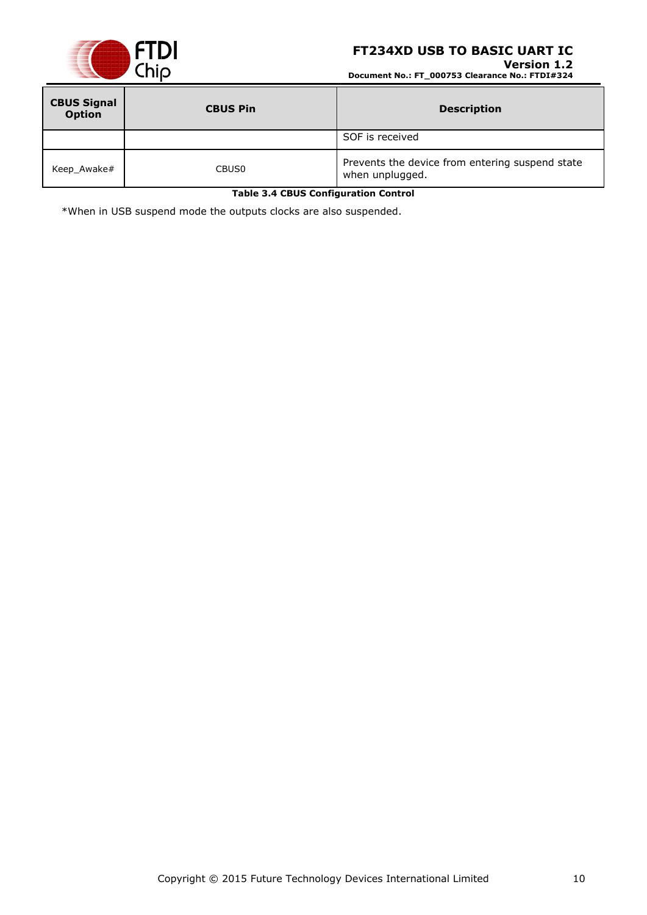| CBUS Signal Option | CBUS Pin | Description |
| --- | --- | --- |
| | | SOF is received |
| Keep_Awake# | CBUS0 | Prevents the device from entering suspend state when unplugged. |

**Table 3.4 CBUS Configuration Control**

*When in USB suspend mode the outputs clocks are also suspended.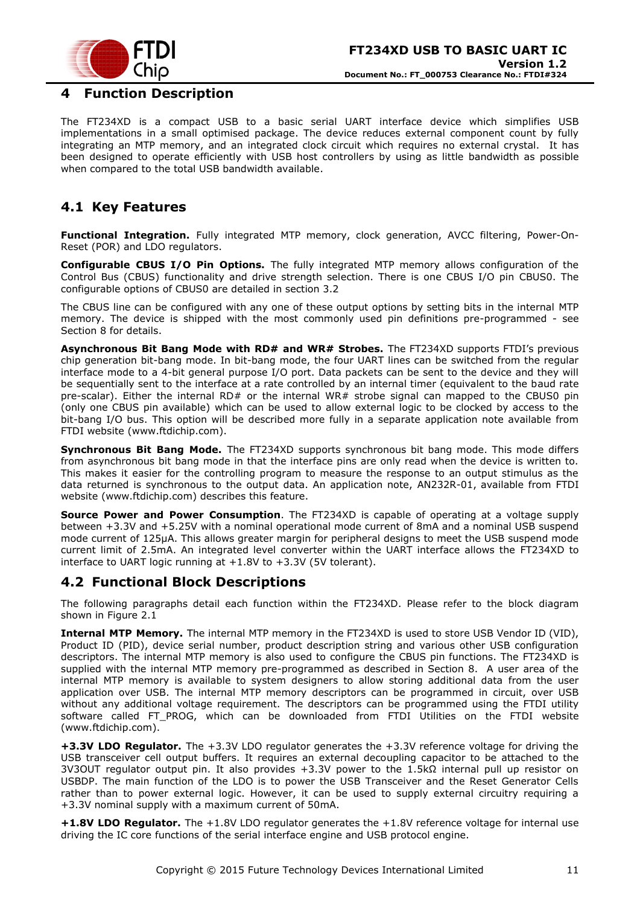# 4 Function Description

The FT234XD is a compact USB to a basic serial UART interface device which simplifies USB implementations in a small optimised package. The device reduces external component count by fully integrating an MTP memory, and an integrated clock circuit which requires no external crystal. It has been designed to operate efficiently with USB host controllers by using as little bandwidth as possible when compared to the total USB bandwidth available.

## 4.1 Key Features

**Functional Integration.** Fully integrated MTP memory, clock generation, AVCC filtering, Power-On-Reset (POR) and LDO regulators.

**Configurable CBUS I/O Pin Options.** The fully integrated MTP memory allows configuration of the Control Bus (CBUS) functionality and drive strength selection. There is one CBUS I/O pin CBUS0. The configurable options of CBUS0 are detailed in section 3.2

The CBUS line can be configured with any one of these output options by setting bits in the internal MTP memory. The device is shipped with the most commonly used pin definitions pre-programmed - see Section 8 for details.

**Asynchronous Bit Bang Mode with RD# and WR# Strobes.** The FT234XD supports FTDI's previous chip generation bit-bang mode. In bit-bang mode, the four UART lines can be switched from the regular interface mode to a 4-bit general purpose I/O port. Data packets can be sent to the device and they will be sequentially sent to the interface at a rate controlled by an internal timer (equivalent to the baud rate pre-scalar). Either the internal RD# or the internal WR# strobe signal can mapped to the CBUS0 pin (only one CBUS pin available) which can be used to allow external logic to be clocked by access to the bit-bang I/O bus. This option will be described more fully in a separate application note available from FTDI website (www.ftdichip.com).

**Synchronous Bit Bang Mode.** The FT234XD supports synchronous bit bang mode. This mode differs from asynchronous bit bang mode in that the interface pins are only read when the device is written to. This makes it easier for the controlling program to measure the response to an output stimulus as the data returned is synchronous to the output data. An application note, AN232R-01, available from FTDI website (www.ftdichip.com) describes this feature.

**Source Power and Power Consumption**. The FT234XD is capable of operating at a voltage supply between +3.3V and +5.25V with a nominal operational mode current of 8mA and a nominal USB suspend mode current of 125µA. This allows greater margin for peripheral designs to meet the USB suspend mode current limit of 2.5mA. An integrated level converter within the UART interface allows the FT234XD to interface to UART logic running at +1.8V to +3.3V (5V tolerant).

## 4.2 Functional Block Descriptions

The following paragraphs detail each function within the FT234XD. Please refer to the block diagram shown in Figure 2.1

**Internal MTP Memory.** The internal MTP memory in the FT234XD is used to store USB Vendor ID (VID), Product ID (PID), device serial number, product description string and various other USB configuration descriptors. The internal MTP memory is also used to configure the CBUS pin functions. The FT234XD is supplied with the internal MTP memory pre-programmed as described in Section 8. A user area of the internal MTP memory is available to system designers to allow storing additional data from the user application over USB. The internal MTP memory descriptors can be programmed in circuit, over USB without any additional voltage requirement. The descriptors can be programmed using the FTDI utility software called FT_PROG, which can be downloaded from FTDI Utilities on the FTDI website (www.ftdichip.com).

**+3.3V LDO Regulator.** The +3.3V LDO regulator generates the +3.3V reference voltage for driving the USB transceiver cell output buffers. It requires an external decoupling capacitor to be attached to the 3V3OUT regulator output pin. It also provides +3.3V power to the 1.5kΩ internal pull up resistor on USBDP. The main function of the LDO is to power the USB Transceiver and the Reset Generator Cells rather than to power external logic. However, it can be used to supply external circuitry requiring a +3.3V nominal supply with a maximum current of 50mA.

**+1.8V LDO Regulator.** The +1.8V LDO regulator generates the +1.8V reference voltage for internal use driving the IC core functions of the serial interface engine and USB protocol engine.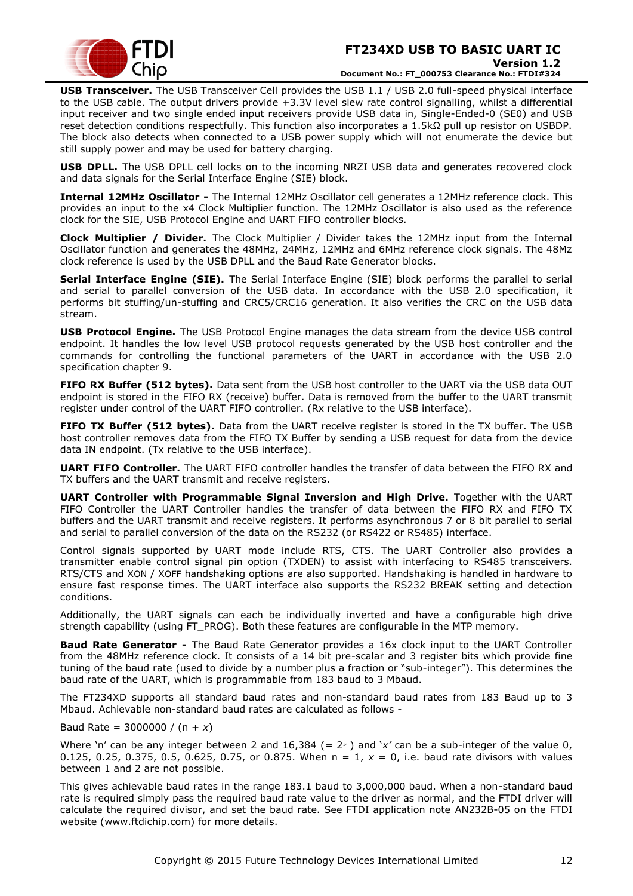**USB Transceiver.** The USB Transceiver Cell provides the USB 1.1 / USB 2.0 full-speed physical interface to the USB cable. The output drivers provide +3.3V level slew rate control signalling, whilst a differential input receiver and two single ended input receivers provide USB data in, Single-Ended-0 (SE0) and USB reset detection conditions respectfully. This function also incorporates a 1.5kΩ pull up resistor on USBDP. The block also detects when connected to a USB power supply which will not enumerate the device but still supply power and may be used for battery charging.

**USB DPLL.** The USB DPLL cell locks on to the incoming NRZI USB data and generates recovered clock and data signals for the Serial Interface Engine (SIE) block.

**Internal 12MHz Oscillator -** The Internal 12MHz Oscillator cell generates a 12MHz reference clock. This provides an input to the x4 Clock Multiplier function. The 12MHz Oscillator is also used as the reference clock for the SIE, USB Protocol Engine and UART FIFO controller blocks.

**Clock Multiplier / Divider.** The Clock Multiplier / Divider takes the 12MHz input from the Internal Oscillator function and generates the 48MHz, 24MHz, 12MHz and 6MHz reference clock signals. The 48Mz clock reference is used by the USB DPLL and the Baud Rate Generator blocks.

**Serial Interface Engine (SIE).** The Serial Interface Engine (SIE) block performs the parallel to serial and serial to parallel conversion of the USB data. In accordance with the USB 2.0 specification, it performs bit stuffing/un-stuffing and CRC5/CRC16 generation. It also verifies the CRC on the USB data stream.

**USB Protocol Engine.** The USB Protocol Engine manages the data stream from the device USB control endpoint. It handles the low level USB protocol requests generated by the USB host controller and the commands for controlling the functional parameters of the UART in accordance with the USB 2.0 specification chapter 9.

**FIFO RX Buffer (512 bytes).** Data sent from the USB host controller to the UART via the USB data OUT endpoint is stored in the FIFO RX (receive) buffer. Data is removed from the buffer to the UART transmit register under control of the UART FIFO controller. (Rx relative to the USB interface).

**FIFO TX Buffer (512 bytes).** Data from the UART receive register is stored in the TX buffer. The USB host controller removes data from the FIFO TX Buffer by sending a USB request for data from the device data IN endpoint. (Tx relative to the USB interface).

**UART FIFO Controller.** The UART FIFO controller handles the transfer of data between the FIFO RX and TX buffers and the UART transmit and receive registers.

**UART Controller with Programmable Signal Inversion and High Drive.** Together with the UART FIFO Controller the UART Controller handles the transfer of data between the FIFO RX and FIFO TX buffers and the UART transmit and receive registers. It performs asynchronous 7 or 8 bit parallel to serial and serial to parallel conversion of the data on the RS232 (or RS422 or RS485) interface.

Control signals supported by UART mode include RTS, CTS. The UART Controller also provides a transmitter enable control signal pin option (TXDEN) to assist with interfacing to RS485 transceivers. RTS/CTS and XON / XOFF handshaking options are also supported. Handshaking is handled in hardware to ensure fast response times. The UART interface also supports the RS232 BREAK setting and detection conditions.

Additionally, the UART signals can each be individually inverted and have a configurable high drive strength capability (using FT_PROG). Both these features are configurable in the MTP memory.

**Baud Rate Generator -** The Baud Rate Generator provides a 16x clock input to the UART Controller from the 48MHz reference clock. It consists of a 14 bit pre-scalar and 3 register bits which provide fine tuning of the baud rate (used to divide by a number plus a fraction or "sub-integer"). This determines the baud rate of the UART, which is programmable from 183 baud to 3 Mbaud.

The FT234XD supports all standard baud rates and non-standard baud rates from 183 Baud up to 3 Mbaud. Achievable non-standard baud rates are calculated as follows -

Baud Rate = 3000000 / (n + $x$)

Where 'n' can be any integer between 2 and 16,384 (= $2^{14}$ ) and '$x$' can be a sub-integer of the value 0, 0.125, 0.25, 0.375, 0.5, 0.625, 0.75, or 0.875. When n = 1, $x$ = 0, i.e. baud rate divisors with values between 1 and 2 are not possible.

This gives achievable baud rates in the range 183.1 baud to 3,000,000 baud. When a non-standard baud rate is required simply pass the required baud rate value to the driver as normal, and the FTDI driver will calculate the required divisor, and set the baud rate. See FTDI application note AN232B-05 on the FTDI website (www.ftdichip.com) for more details.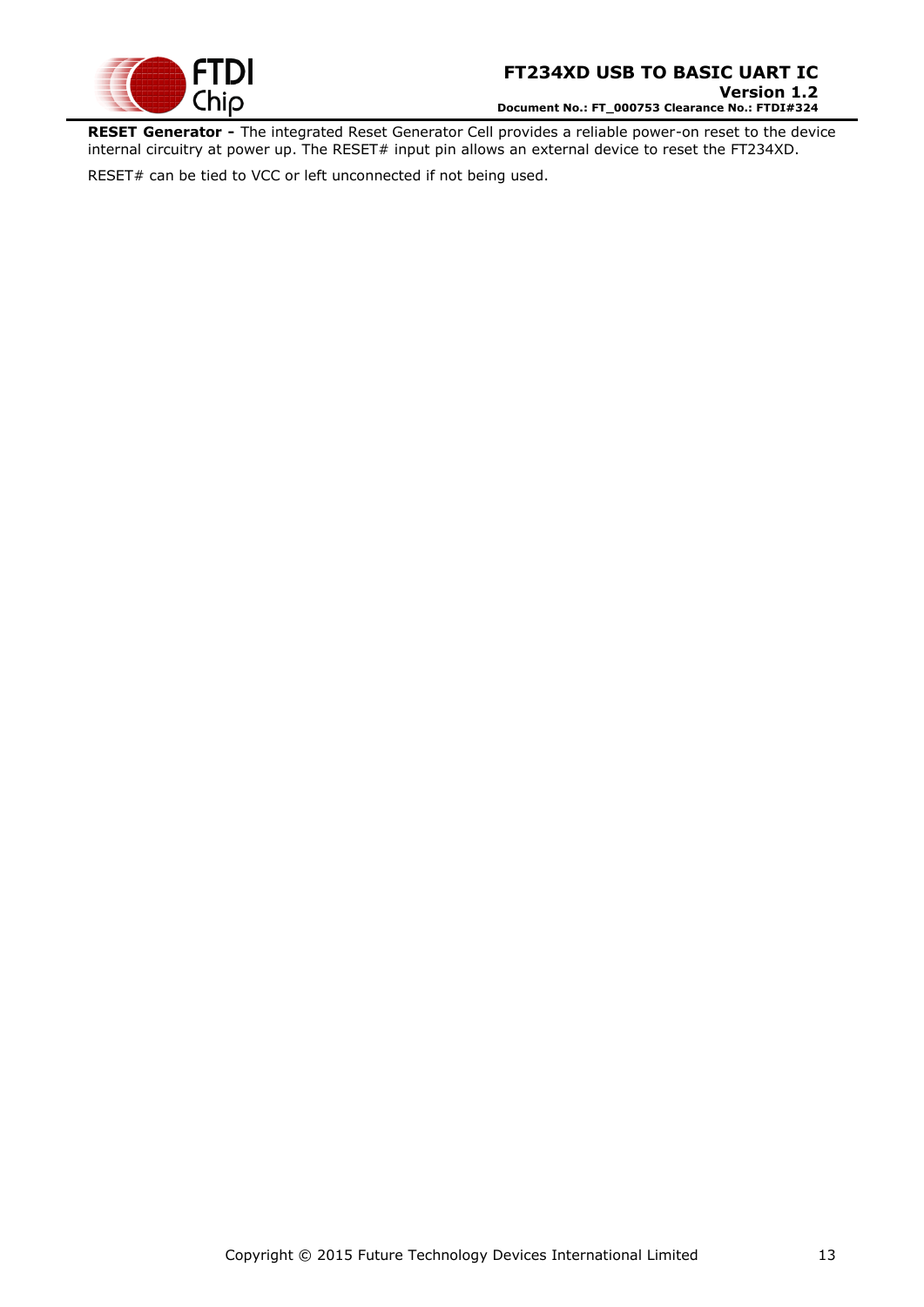**RESET Generator -** The integrated Reset Generator Cell provides a reliable power-on reset to the device internal circuitry at power up. The RESET# input pin allows an external device to reset the FT234XD.

RESET# can be tied to VCC or left unconnected if not being used.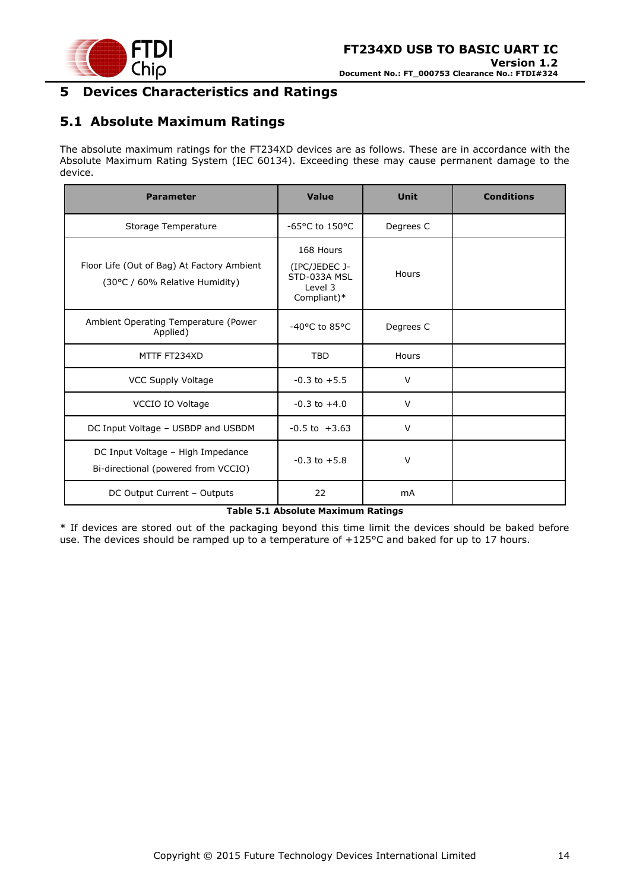# 5 Devices Characteristics and Ratings

## 5.1 Absolute Maximum Ratings

The absolute maximum ratings for the FT234XD devices are as follows. These are in accordance with the Absolute Maximum Rating System (IEC 60134). Exceeding these may cause permanent damage to the device.

| Parameter | Value | Unit | Conditions |
|---|---|---|---|
| Storage Temperature | -65°C to 150°C | Degrees C | |
| Floor Life (Out of Bag) At Factory Ambient (30°C / 60% Relative Humidity) | 168 Hours (IPC/JEDEC J-STD-033A MSL Level 3 Compliant)* | Hours | |
| Ambient Operating Temperature (Power Applied) | -40°C to 85°C | Degrees C | |
| MTTF FT234XD | TBD | Hours | |
| VCC Supply Voltage | -0.3 to +5.5 | V | |
| VCCIO IO Voltage | -0.3 to +4.0 | V | |
| DC Input Voltage – USBDP and USBDM | -0.5 to +3.63 | V | |
| DC Input Voltage – High Impedance Bi-directional (powered from VCCIO) | -0.3 to +5.8 | V | |
| DC Output Current – Outputs | 22 | mA | |

**Table 5.1 Absolute Maximum Ratings**

* If devices are stored out of the packaging beyond this time limit the devices should be baked before use. The devices should be ramped up to a temperature of +125°C and baked for up to 17 hours.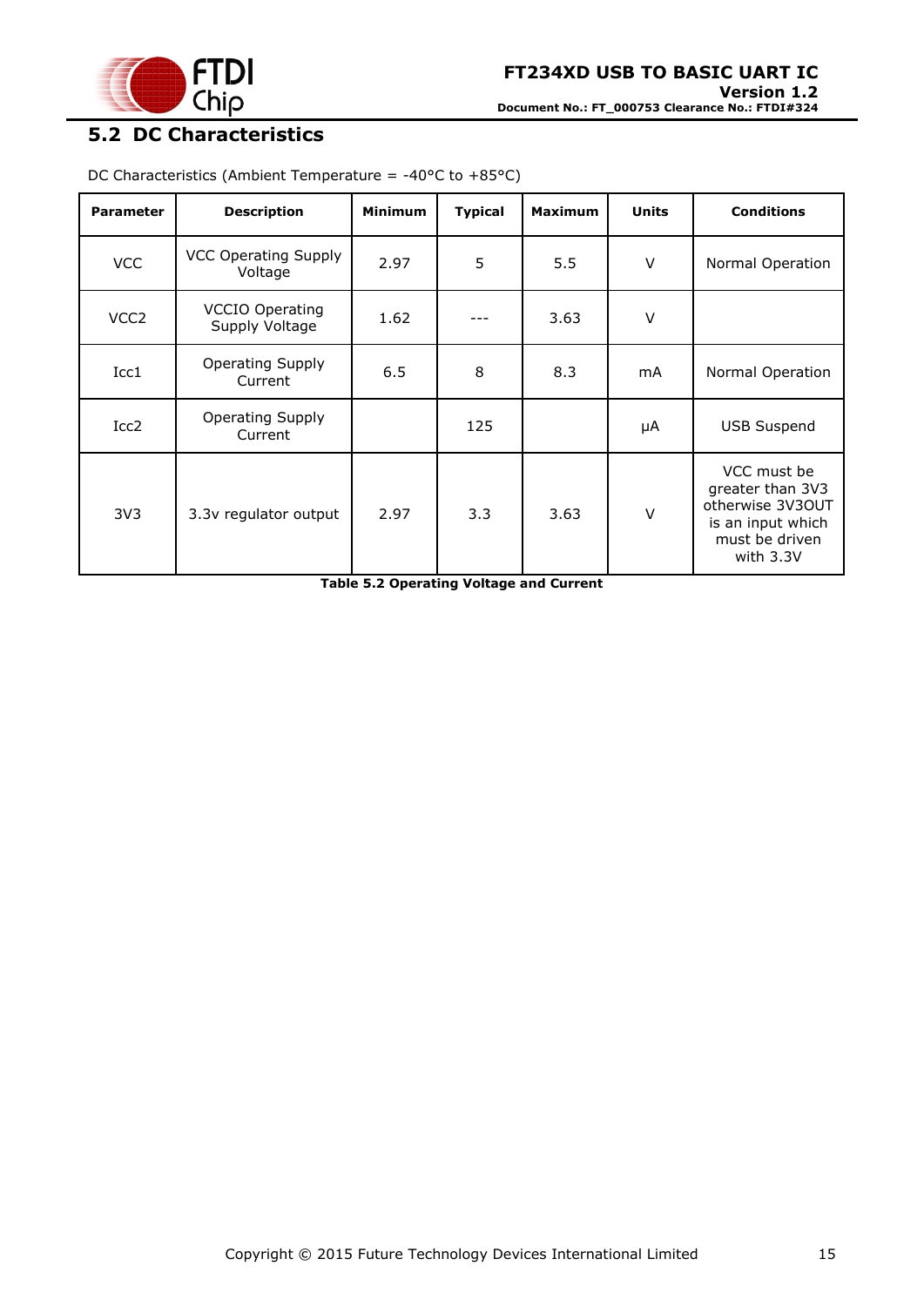## 5.2 DC Characteristics

DC Characteristics (Ambient Temperature = -40°C to +85°C)

| Parameter | Description | Minimum | Typical | Maximum | Units | Conditions |
|---|---|---|---|---|---|---|
| VCC | VCC Operating Supply Voltage | 2.97 | 5 | 5.5 | V | Normal Operation |
| VCC2 | VCCIO Operating Supply Voltage | 1.62 | --- | 3.63 | V | |
| Icc1 | Operating Supply Current | 6.5 | 8 | 8.3 | mA | Normal Operation |
| Icc2 | Operating Supply Current | | 125 | | μA | USB Suspend |
| 3V3 | 3.3v regulator output | 2.97 | 3.3 | 3.63 | V | VCC must be greater than 3V3 otherwise 3V3OUT is an input which must be driven with 3.3V |

**Table 5.2 Operating Voltage and Current**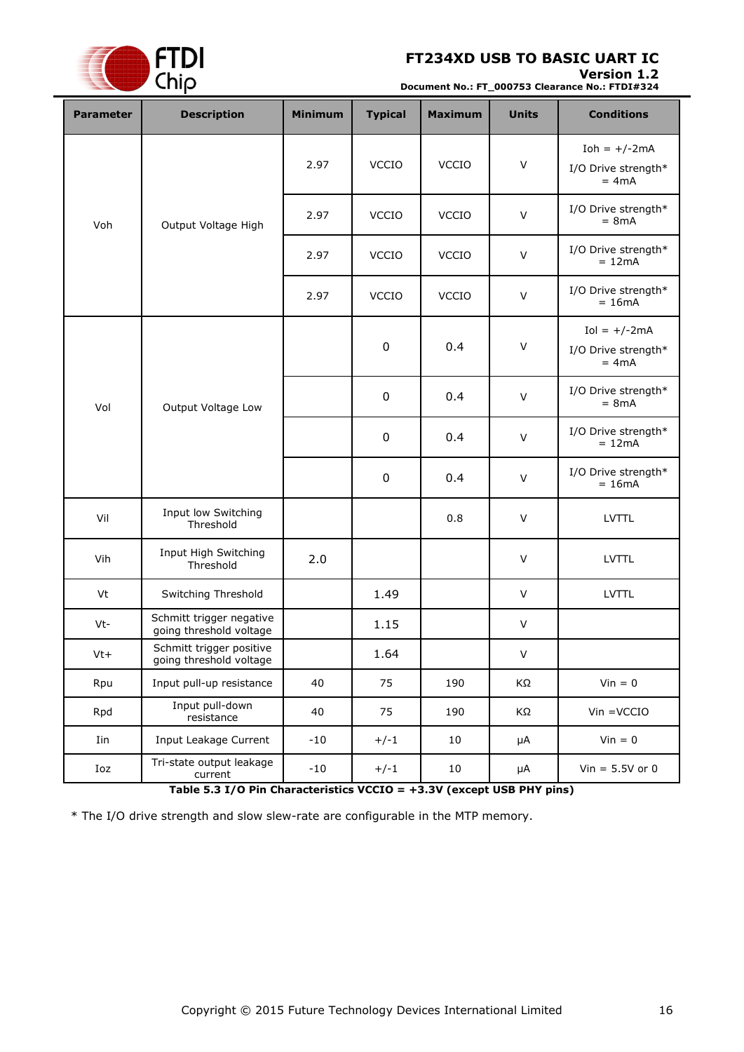| Parameter | Description | Minimum | Typical | Maximum | Units | Conditions |
|---|---|---|---|---|---|---|
| Voh | Output Voltage High | 2.97 | VCCIO | VCCIO | V | Ioh = +/-2mA I/O Drive strength* = 4mA |
| | | 2.97 | VCCIO | VCCIO | V | I/O Drive strength* = 8mA |
| | | 2.97 | VCCIO | VCCIO | V | I/O Drive strength* = 12mA |
| | | 2.97 | VCCIO | VCCIO | V | I/O Drive strength* = 16mA |
| Vol | Output Voltage Low | | 0 | 0.4 | V | Iol = +/-2mA I/O Drive strength* = 4mA |
| | | | 0 | 0.4 | V | I/O Drive strength* = 8mA |
| | | | 0 | 0.4 | V | I/O Drive strength* = 12mA |
| | | | 0 | 0.4 | V | I/O Drive strength* = 16mA |
| Vil | Input low Switching Threshold | | | 0.8 | V | LVTTL |
| Vih | Input High Switching Threshold | 2.0 | | | V | LVTTL |
| Vt | Switching Threshold | | 1.49 | | V | LVTTL |
| Vt- | Schmitt trigger negative going threshold voltage | | 1.15 | | V | |
| Vt+ | Schmitt trigger positive going threshold voltage | | 1.64 | | V | |
| Rpu | Input pull-up resistance | 40 | 75 | 190 | KΩ | Vin = 0 |
| Rpd | Input pull-down resistance | 40 | 75 | 190 | KΩ | Vin =VCCIO |
| Iin | Input Leakage Current | -10 | +/-1 | 10 | μA | Vin = 0 |
| Ioz | Tri-state output leakage current | -10 | +/-1 | 10 | μA | Vin = 5.5V or 0 |

**Table 5.3 I/O Pin Characteristics VCCIO = +3.3V (except USB PHY pins)**

* The I/O drive strength and slow slew-rate are configurable in the MTP memory.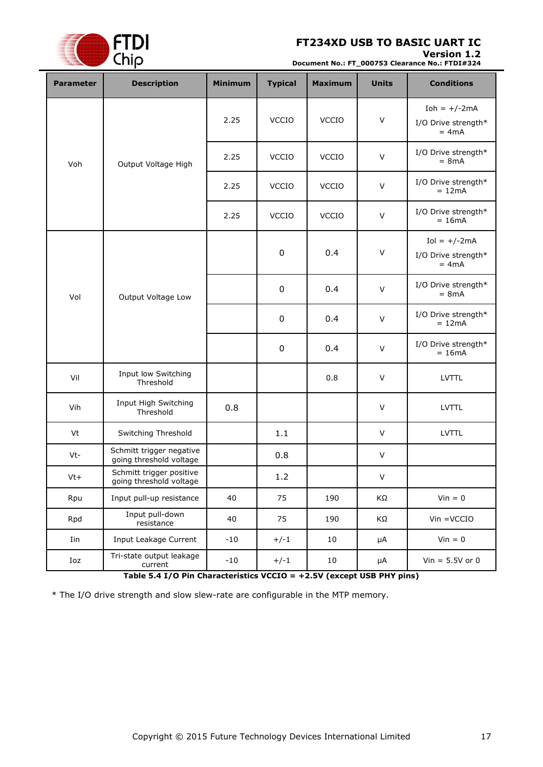| Parameter | Description | Minimum | Typical | Maximum | Units | Conditions |
|---|---|---|---|---|---|---|
| Voh | Output Voltage High | 2.25 | VCCIO | VCCIO | V | Ioh = +/-2mA I/O Drive strength* = 4mA |
| | | 2.25 | VCCIO | VCCIO | V | I/O Drive strength* = 8mA |
| | | 2.25 | VCCIO | VCCIO | V | I/O Drive strength* = 12mA |
| | | 2.25 | VCCIO | VCCIO | V | I/O Drive strength* = 16mA |
| Vol | Output Voltage Low | | 0 | 0.4 | V | Iol = +/-2mA I/O Drive strength* = 4mA |
| | | | 0 | 0.4 | V | I/O Drive strength* = 8mA |
| | | | 0 | 0.4 | V | I/O Drive strength* = 12mA |
| | | | 0 | 0.4 | V | I/O Drive strength* = 16mA |
| Vil | Input low Switching Threshold | | | 0.8 | V | LVTTL |
| Vih | Input High Switching Threshold | 0.8 | | | V | LVTTL |
| Vt | Switching Threshold | | 1.1 | | V | LVTTL |
| Vt- | Schmitt trigger negative going threshold voltage | | 0.8 | | V | |
| Vt+ | Schmitt trigger positive going threshold voltage | | 1.2 | | V | |
| Rpu | Input pull-up resistance | 40 | 75 | 190 | KΩ | Vin = 0 |
| Rpd | Input pull-down resistance | 40 | 75 | 190 | KΩ | Vin =VCCIO |
| Iin | Input Leakage Current | -10 | +/-1 | 10 | μA | Vin = 0 |
| Ioz | Tri-state output leakage current | -10 | +/-1 | 10 | μA | Vin = 5.5V or 0 |

**Table 5.4 I/O Pin Characteristics VCCIO = +2.5V (except USB PHY pins)**

* The I/O drive strength and slow slew-rate are configurable in the MTP memory.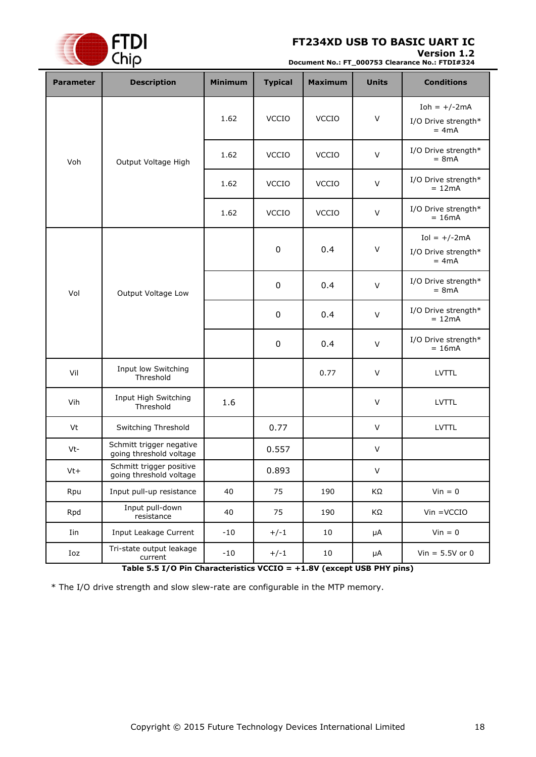| Parameter | Description | Minimum | Typical | Maximum | Units | Conditions |
|---|---|---|---|---|---|---|
| Voh | Output Voltage High | 1.62 | VCCIO | VCCIO | V | Ioh = +/-2mA I/O Drive strength* = 4mA |
| | | 1.62 | VCCIO | VCCIO | V | I/O Drive strength* = 8mA |
| | | 1.62 | VCCIO | VCCIO | V | I/O Drive strength* = 12mA |
| | | 1.62 | VCCIO | VCCIO | V | I/O Drive strength* = 16mA |
| Vol | Output Voltage Low | | 0 | 0.4 | V | Iol = +/-2mA I/O Drive strength* = 4mA |
| | | | 0 | 0.4 | V | I/O Drive strength* = 8mA |
| | | | 0 | 0.4 | V | I/O Drive strength* = 12mA |
| | | | 0 | 0.4 | V | I/O Drive strength* = 16mA |
| Vil | Input low Switching Threshold | | | 0.77 | V | LVTTL |
| Vih | Input High Switching Threshold | 1.6 | | | V | LVTTL |
| Vt | Switching Threshold | | 0.77 | | V | LVTTL |
| Vt- | Schmitt trigger negative going threshold voltage | | 0.557 | | V | |
| Vt+ | Schmitt trigger positive going threshold voltage | | 0.893 | | V | |
| Rpu | Input pull-up resistance | 40 | 75 | 190 | KΩ | Vin = 0 |
| Rpd | Input pull-down resistance | 40 | 75 | 190 | KΩ | Vin =VCCIO |
| Iin | Input Leakage Current | -10 | +/-1 | 10 | μA | Vin = 0 |
| Ioz | Tri-state output leakage current | -10 | +/-1 | 10 | μA | Vin = 5.5V or 0 |

**Table 5.5 I/O Pin Characteristics VCCIO = +1.8V (except USB PHY pins)**

* The I/O drive strength and slow slew-rate are configurable in the MTP memory.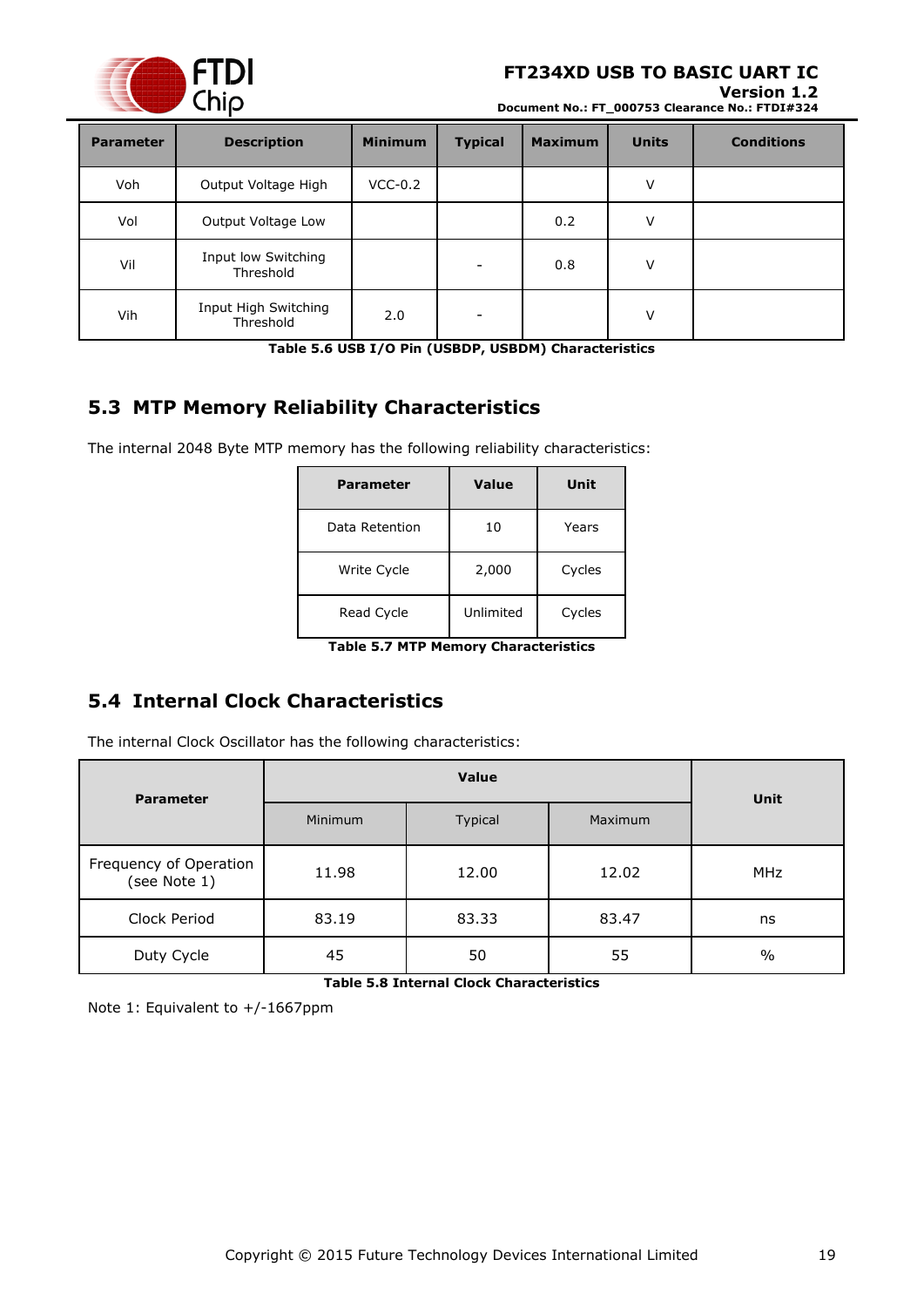| Parameter | Description | Minimum | Typical | Maximum | Units | Conditions |
|---|---|---|---|---|---|---|
| Voh | Output Voltage High | VCC-0.2 | | | V | |
| Vol | Output Voltage Low | | | 0.2 | V | |
| Vil | Input low Switching Threshold | | - | 0.8 | V | |
| Vih | Input High Switching Threshold | 2.0 | - | | V | |

**Table 5.6 USB I/O Pin (USBDP, USBDM) Characteristics**

## 5.3 MTP Memory Reliability Characteristics

The internal 2048 Byte MTP memory has the following reliability characteristics:

| Parameter | Value | Unit |
|---|---|---|
| Data Retention | 10 | Years |
| Write Cycle | 2,000 | Cycles |
| Read Cycle | Unlimited | Cycles |

**Table 5.7 MTP Memory Characteristics**

## 5.4 Internal Clock Characteristics

The internal Clock Oscillator has the following characteristics:

| Parameter | Value | | | Unit |
|---|---|---|---|---|
| | Minimum | Typical | Maximum | |
| Frequency of Operation (see Note 1) | 11.98 | 12.00 | 12.02 | MHz |
| Clock Period | 83.19 | 83.33 | 83.47 | ns |
| Duty Cycle | 45 | 50 | 55 | % |

**Table 5.8 Internal Clock Characteristics**

Note 1: Equivalent to +/-1667ppm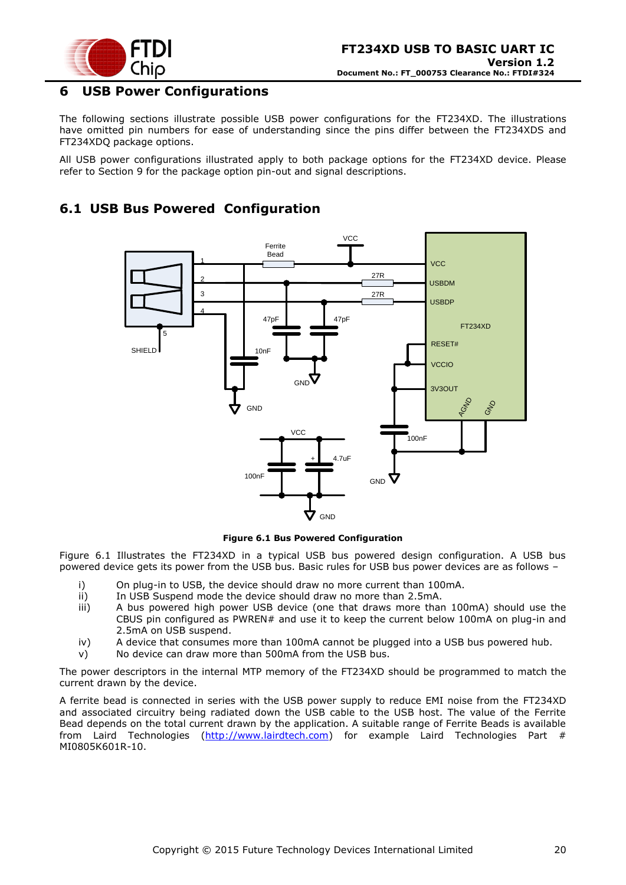# 6 USB Power Configurations

The following sections illustrate possible USB power configurations for the FT234XD. The illustrations have omitted pin numbers for ease of understanding since the pins differ between the FT234XDS and FT234XDQ package options.

All USB power configurations illustrated apply to both package options for the FT234XD device. Please refer to Section 9 for the package option pin-out and signal descriptions.

## 6.1 USB Bus Powered Configuration

**Figure 6.1 Bus Powered Configuration**

Figure 6.1 Illustrates the FT234XD in a typical USB bus powered design configuration. A USB bus powered device gets its power from the USB bus. Basic rules for USB bus power devices are as follows –

i) On plug-in to USB, the device should draw no more current than 100mA.
ii) In USB Suspend mode the device should draw no more than 2.5mA.
iii) A bus powered high power USB device (one that draws more than 100mA) should use the CBUS pin configured as PWREN# and use it to keep the current below 100mA on plug-in and 2.5mA on USB suspend.
iv) A device that consumes more than 100mA cannot be plugged into a USB bus powered hub.
v) No device can draw more than 500mA from the USB bus.

The power descriptors in the internal MTP memory of the FT234XD should be programmed to match the current drawn by the device.

A ferrite bead is connected in series with the USB power supply to reduce EMI noise from the FT234XD and associated circuitry being radiated down the USB cable to the USB host. The value of the Ferrite Bead depends on the total current drawn by the application. A suitable range of Ferrite Beads is available from Laird Technologies (http://www.lairdtech.com) for example Laird Technologies Part # MI0805K601R-10.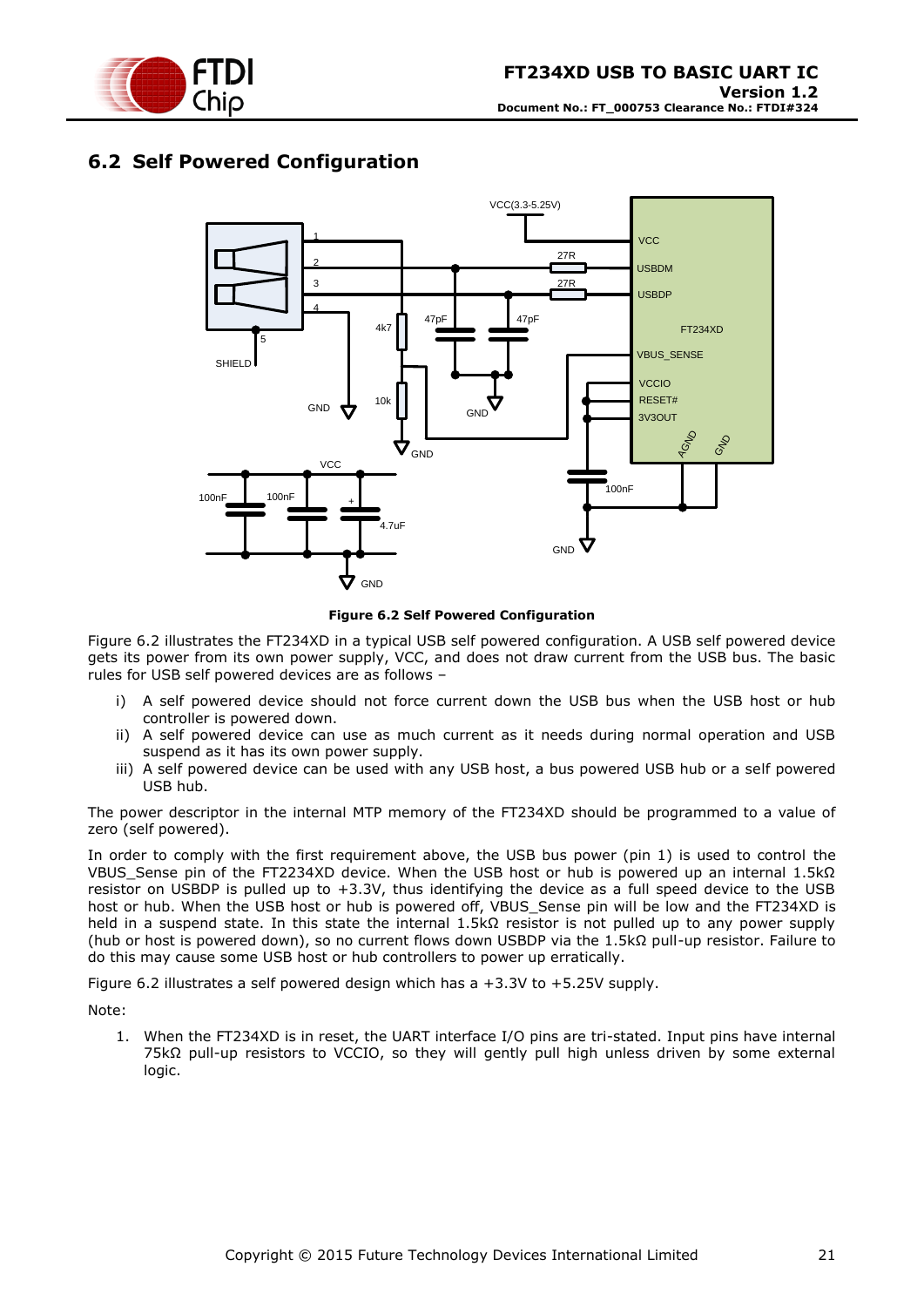## 6.2 Self Powered Configuration

**Figure 6.2 Self Powered Configuration**

Figure 6.2 illustrates the FT234XD in a typical USB self powered configuration. A USB self powered device gets its power from its own power supply, VCC, and does not draw current from the USB bus. The basic rules for USB self powered devices are as follows –

i) A self powered device should not force current down the USB bus when the USB host or hub controller is powered down.
ii) A self powered device can use as much current as it needs during normal operation and USB suspend as it has its own power supply.
iii) A self powered device can be used with any USB host, a bus powered USB hub or a self powered USB hub.

The power descriptor in the internal MTP memory of the FT234XD should be programmed to a value of zero (self powered).

In order to comply with the first requirement above, the USB bus power (pin 1) is used to control the VBUS_Sense pin of the FT2234XD device. When the USB host or hub is powered up an internal 1.5kΩ resistor on USBDP is pulled up to +3.3V, thus identifying the device as a full speed device to the USB host or hub. When the USB host or hub is powered off, VBUS_Sense pin will be low and the FT234XD is held in a suspend state. In this state the internal 1.5kΩ resistor is not pulled up to any power supply (hub or host is powered down), so no current flows down USBDP via the 1.5kΩ pull-up resistor. Failure to do this may cause some USB host or hub controllers to power up erratically.

Figure 6.2 illustrates a self powered design which has a +3.3V to +5.25V supply.

Note:

1. When the FT234XD is in reset, the UART interface I/O pins are tri-stated. Input pins have internal 75kΩ pull-up resistors to VCCIO, so they will gently pull high unless driven by some external logic.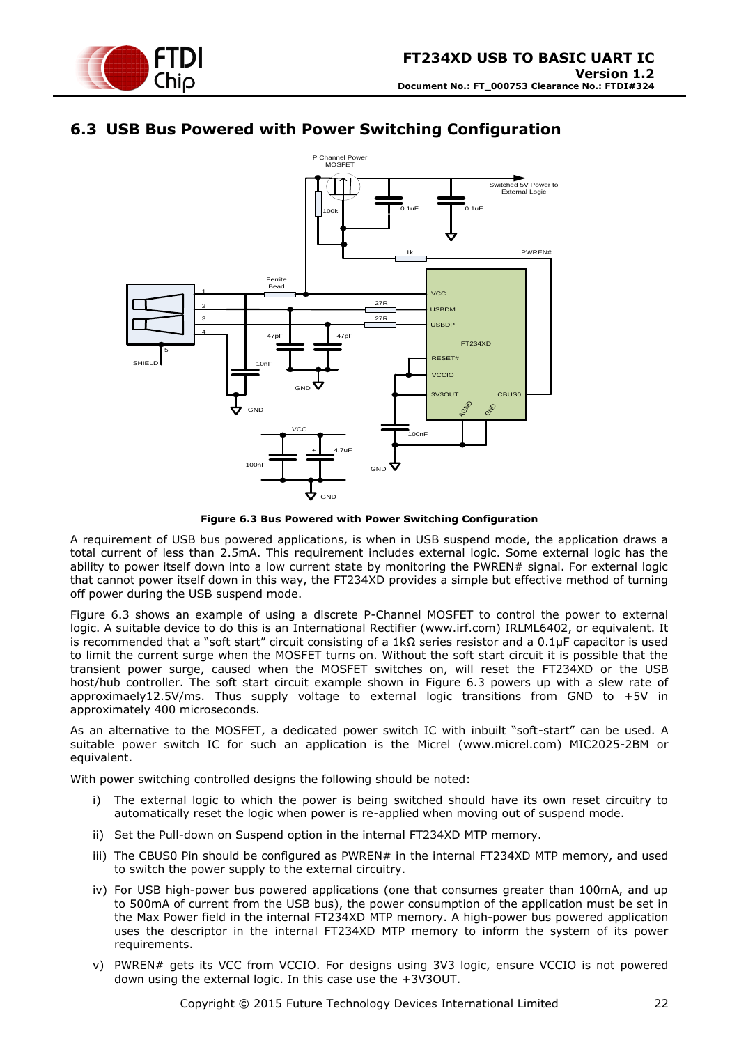## 6.3 USB Bus Powered with Power Switching Configuration

**Figure 6.3 Bus Powered with Power Switching Configuration**

A requirement of USB bus powered applications, is when in USB suspend mode, the application draws a total current of less than 2.5mA. This requirement includes external logic. Some external logic has the ability to power itself down into a low current state by monitoring the PWREN# signal. For external logic that cannot power itself down in this way, the FT234XD provides a simple but effective method of turning off power during the USB suspend mode.

Figure 6.3 shows an example of using a discrete P-Channel MOSFET to control the power to external logic. A suitable device to do this is an International Rectifier (www.irf.com) IRLML6402, or equivalent. It is recommended that a "soft start" circuit consisting of a 1kΩ series resistor and a 0.1μF capacitor is used to limit the current surge when the MOSFET turns on. Without the soft start circuit it is possible that the transient power surge, caused when the MOSFET switches on, will reset the FT234XD or the USB host/hub controller. The soft start circuit example shown in Figure 6.3 powers up with a slew rate of approximaely12.5V/ms. Thus supply voltage to external logic transitions from GND to +5V in approximately 400 microseconds.

As an alternative to the MOSFET, a dedicated power switch IC with inbuilt "soft-start" can be used. A suitable power switch IC for such an application is the Micrel (www.micrel.com) MIC2025-2BM or equivalent.

With power switching controlled designs the following should be noted:

i) The external logic to which the power is being switched should have its own reset circuitry to automatically reset the logic when power is re-applied when moving out of suspend mode.

ii) Set the Pull-down on Suspend option in the internal FT234XD MTP memory.

iii) The CBUS0 Pin should be configured as PWREN# in the internal FT234XD MTP memory, and used to switch the power supply to the external circuitry.

iv) For USB high-power bus powered applications (one that consumes greater than 100mA, and up to 500mA of current from the USB bus), the power consumption of the application must be set in the Max Power field in the internal FT234XD MTP memory. A high-power bus powered application uses the descriptor in the internal FT234XD MTP memory to inform the system of its power requirements.

v) PWREN# gets its VCC from VCCIO. For designs using 3V3 logic, ensure VCCIO is not powered down using the external logic. In this case use the +3V3OUT.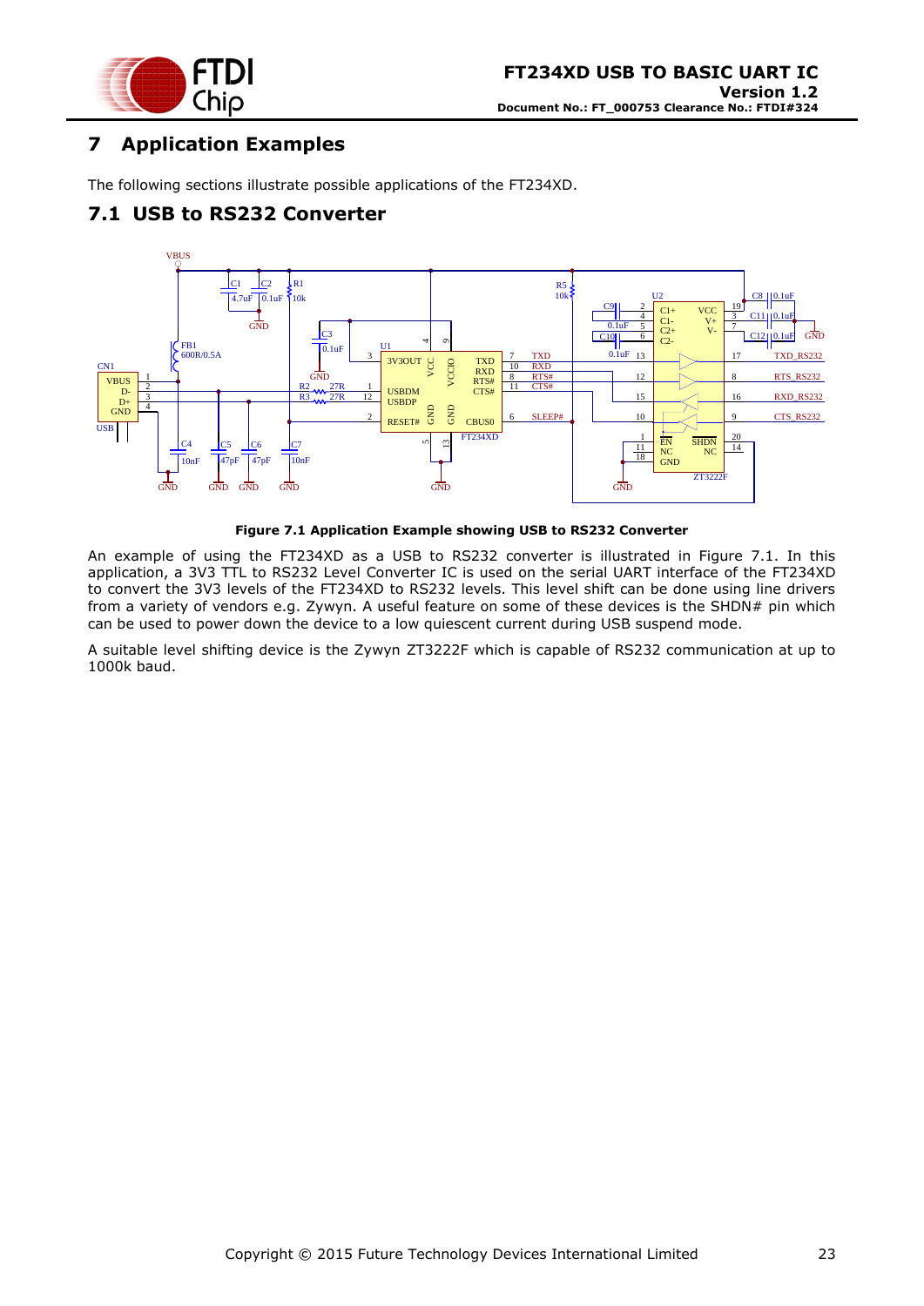# 7 Application Examples

The following sections illustrate possible applications of the FT234XD.

## 7.1 USB to RS232 Converter

**Figure 7.1 Application Example showing USB to RS232 Converter**

An example of using the FT234XD as a USB to RS232 converter is illustrated in Figure 7.1. In this application, a 3V3 TTL to RS232 Level Converter IC is used on the serial UART interface of the FT234XD to convert the 3V3 levels of the FT234XD to RS232 levels. This level shift can be done using line drivers from a variety of vendors e.g. Zywyn. A useful feature on some of these devices is the SHDN# pin which can be used to power down the device to a low quiescent current during USB suspend mode.

A suitable level shifting device is the Zywyn ZT3222F which is capable of RS232 communication at up to 1000k baud.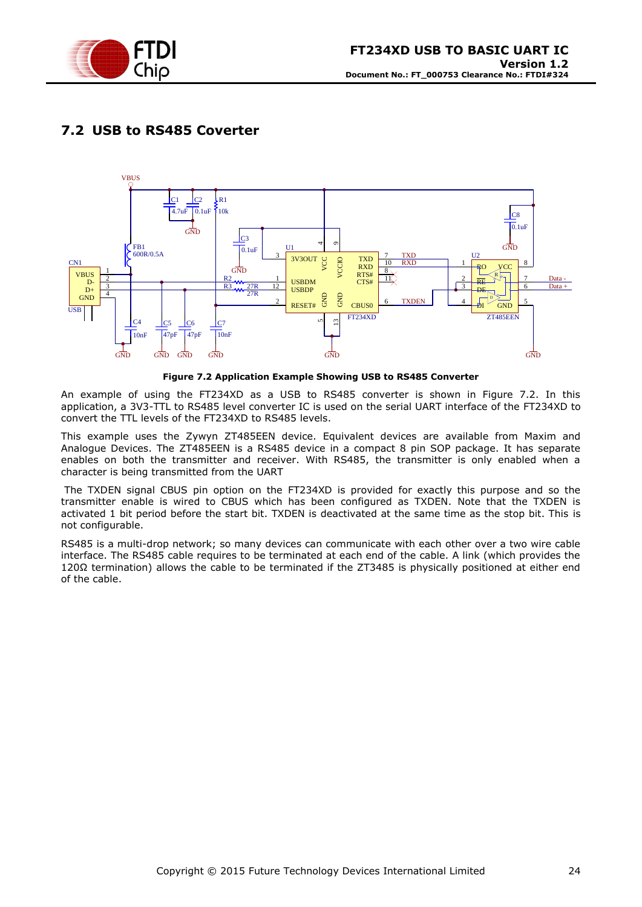## 7.2 USB to RS485 Coverter

**Figure 7.2 Application Example Showing USB to RS485 Converter**

An example of using the FT234XD as a USB to RS485 converter is shown in Figure 7.2. In this application, a 3V3-TTL to RS485 level converter IC is used on the serial UART interface of the FT234XD to convert the TTL levels of the FT234XD to RS485 levels.

This example uses the Zywyn ZT485EEN device. Equivalent devices are available from Maxim and Analogue Devices. The ZT485EEN is a RS485 device in a compact 8 pin SOP package. It has separate enables on both the transmitter and receiver. With RS485, the transmitter is only enabled when a character is being transmitted from the UART

The TXDEN signal CBUS pin option on the FT234XD is provided for exactly this purpose and so the transmitter enable is wired to CBUS which has been configured as TXDEN. Note that the TXDEN is activated 1 bit period before the start bit. TXDEN is deactivated at the same time as the stop bit. This is not configurable.

RS485 is a multi-drop network; so many devices can communicate with each other over a two wire cable interface. The RS485 cable requires to be terminated at each end of the cable. A link (which provides the 120Ω termination) allows the cable to be terminated if the ZT3485 is physically positioned at either end of the cable.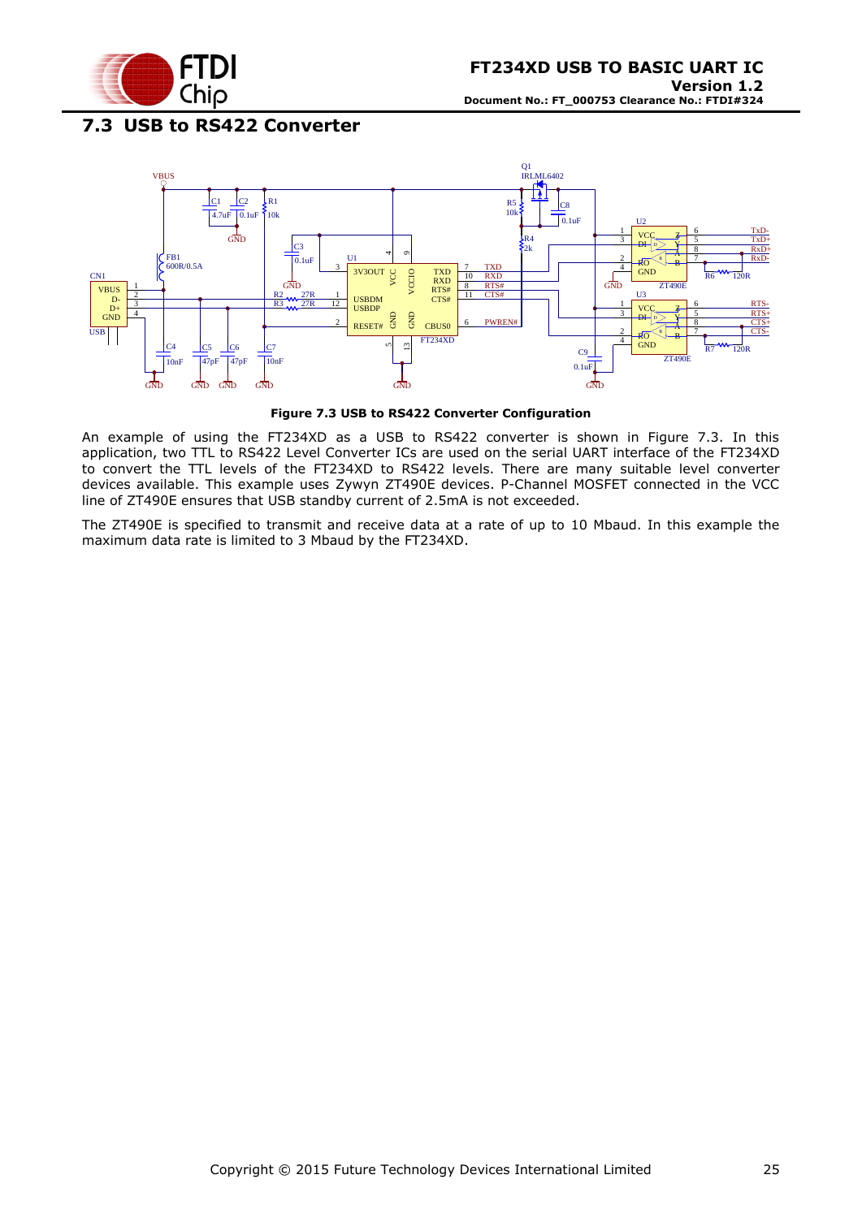## 7.3 USB to RS422 Converter

**Figure 7.3 USB to RS422 Converter Configuration**

An example of using the FT234XD as a USB to RS422 converter is shown in Figure 7.3. In this application, two TTL to RS422 Level Converter ICs are used on the serial UART interface of the FT234XD to convert the TTL levels of the FT234XD to RS422 levels. There are many suitable level converter devices available. This example uses Zywyn ZT490E devices. P-Channel MOSFET connected in the VCC line of ZT490E ensures that USB standby current of 2.5mA is not exceeded.

The ZT490E is specified to transmit and receive data at a rate of up to 10 Mbaud. In this example the maximum data rate is limited to 3 Mbaud by the FT234XD.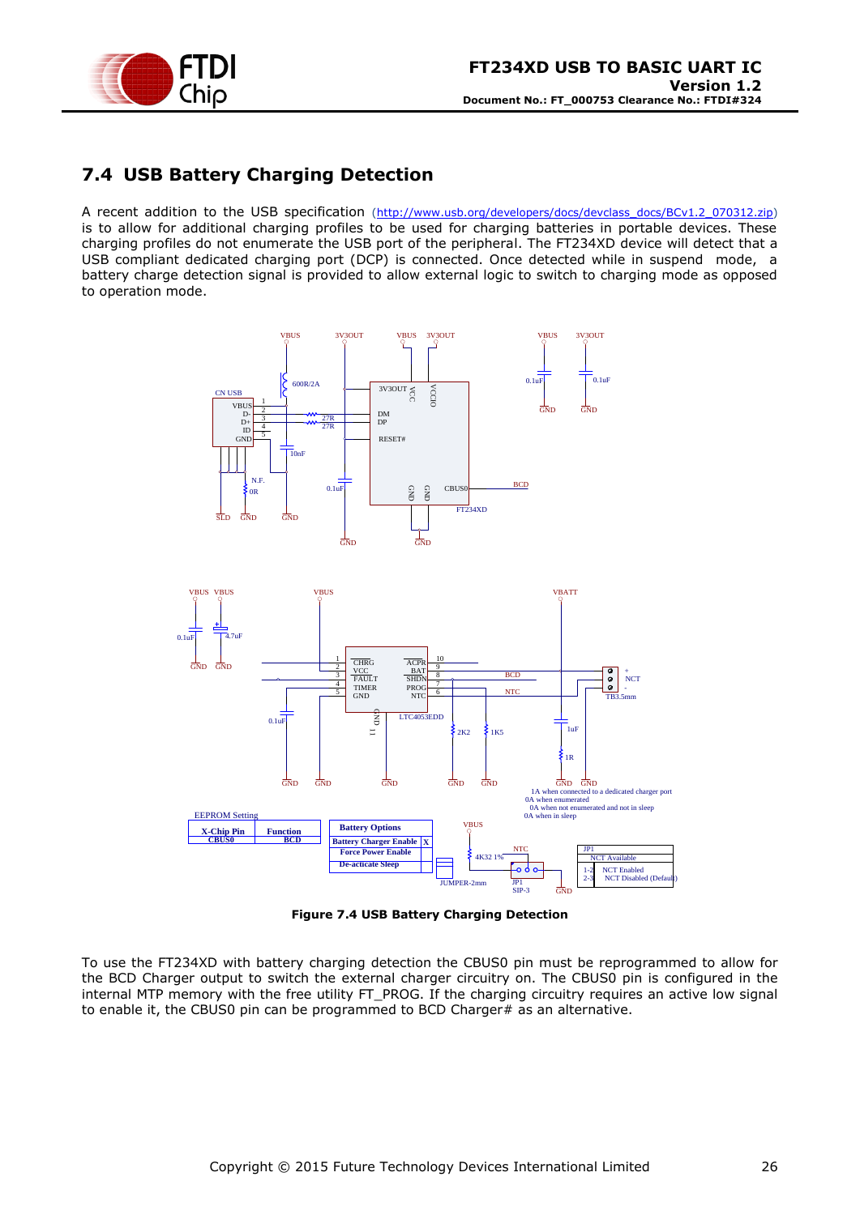## 7.4 USB Battery Charging Detection

A recent addition to the USB specification (http://www.usb.org/developers/docs/devclass_docs/BCv1.2_070312.zip) is to allow for additional charging profiles to be used for charging batteries in portable devices. These charging profiles do not enumerate the USB port of the peripheral. The FT234XD device will detect that a USB compliant dedicated charging port (DCP) is connected. Once detected while in suspend mode, a battery charge detection signal is provided to allow external logic to switch to charging mode as opposed to operation mode.

**Figure 7.4 USB Battery Charging Detection**

To use the FT234XD with battery charging detection the CBUS0 pin must be reprogrammed to allow for the BCD Charger output to switch the external charger circuitry on. The CBUS0 pin is configured in the internal MTP memory with the free utility FT_PROG. If the charging circuitry requires an active low signal to enable it, the CBUS0 pin can be programmed to BCD Charger# as an alternative.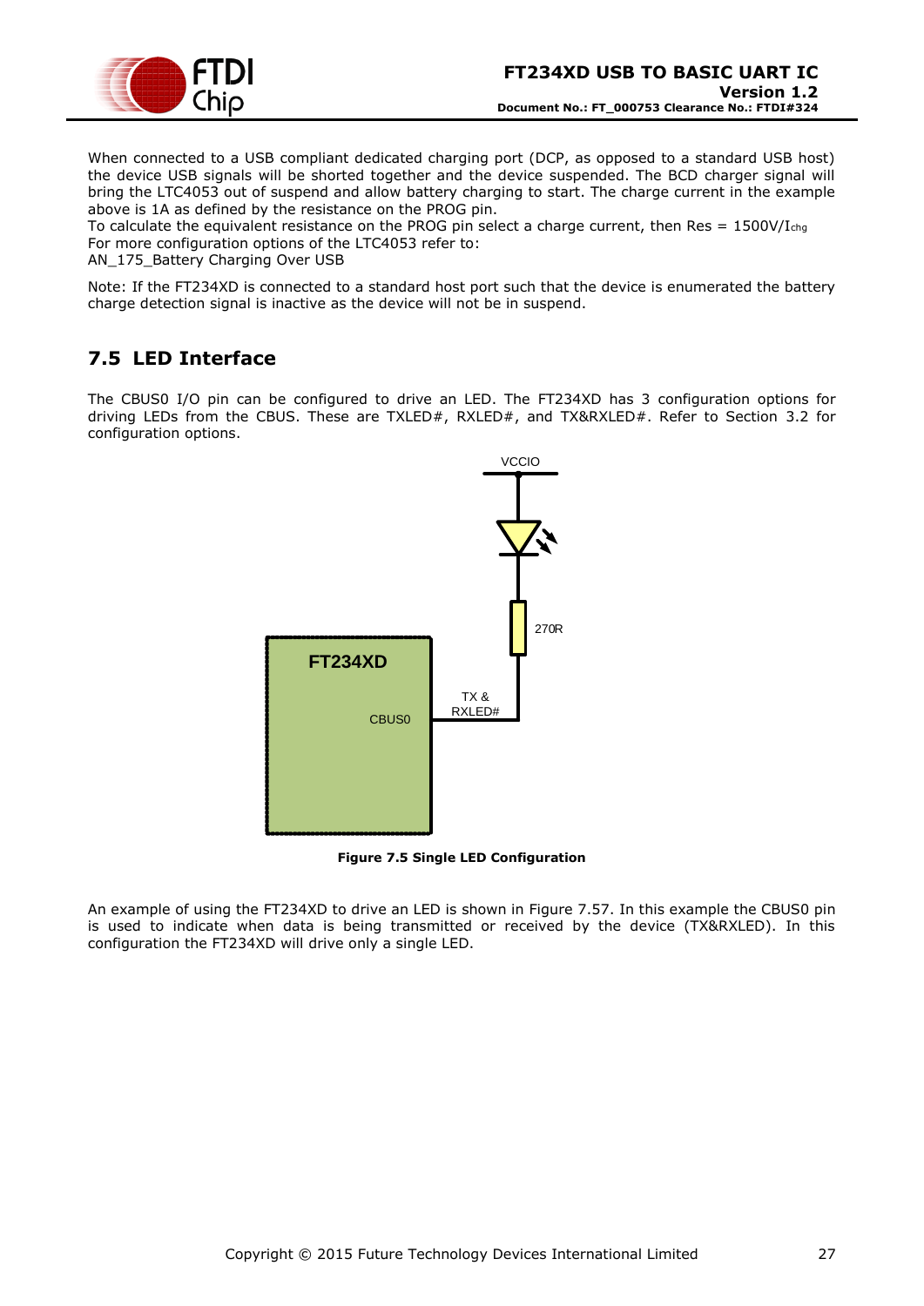When connected to a USB compliant dedicated charging port (DCP, as opposed to a standard USB host) the device USB signals will be shorted together and the device suspended. The BCD charger signal will bring the LTC4053 out of suspend and allow battery charging to start. The charge current in the example above is 1A as defined by the resistance on the PROG pin.
To calculate the equivalent resistance on the PROG pin select a charge current, then Res = 1500V/$I_{chg}$
For more configuration options of the LTC4053 refer to:
AN_175_Battery Charging Over USB

Note: If the FT234XD is connected to a standard host port such that the device is enumerated the battery charge detection signal is inactive as the device will not be in suspend.

## 7.5 LED Interface

The CBUS0 I/O pin can be configured to drive an LED. The FT234XD has 3 configuration options for driving LEDs from the CBUS. These are TXLED#, RXLED#, and TX&RXLED#. Refer to Section 3.2 for configuration options.

**Figure 7.5 Single LED Configuration**

An example of using the FT234XD to drive an LED is shown in Figure 7.57. In this example the CBUS0 pin is used to indicate when data is being transmitted or received by the device (TX&RXLED). In this configuration the FT234XD will drive only a single LED.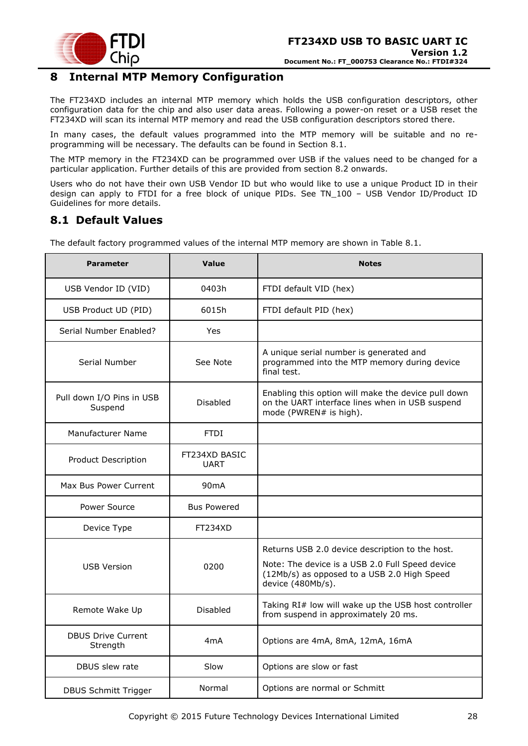# 8 Internal MTP Memory Configuration

The FT234XD includes an internal MTP memory which holds the USB configuration descriptors, other configuration data for the chip and also user data areas. Following a power-on reset or a USB reset the FT234XD will scan its internal MTP memory and read the USB configuration descriptors stored there.

In many cases, the default values programmed into the MTP memory will be suitable and no re-programming will be necessary. The defaults can be found in Section 8.1.

The MTP memory in the FT234XD can be programmed over USB if the values need to be changed for a particular application. Further details of this are provided from section 8.2 onwards.

Users who do not have their own USB Vendor ID but who would like to use a unique Product ID in their design can apply to FTDI for a free block of unique PIDs. See TN_100 – USB Vendor ID/Product ID Guidelines for more details.

## 8.1 Default Values

The default factory programmed values of the internal MTP memory are shown in Table 8.1.

| Parameter | Value | Notes |
|---|---|---|
| USB Vendor ID (VID) | 0403h | FTDI default VID (hex) |
| USB Product UD (PID) | 6015h | FTDI default PID (hex) |
| Serial Number Enabled? | Yes | |
| Serial Number | See Note | A unique serial number is generated and programmed into the MTP memory during device final test. |
| Pull down I/O Pins in USB Suspend | Disabled | Enabling this option will make the device pull down on the UART interface lines when in USB suspend mode (PWREN# is high). |
| Manufacturer Name | FTDI | |
| Product Description | FT234XD BASIC UART | |
| Max Bus Power Current | 90mA | |
| Power Source | Bus Powered | |
| Device Type | FT234XD | |
| USB Version | 0200 | Returns USB 2.0 device description to the host. Note: The device is a USB 2.0 Full Speed device (12Mb/s) as opposed to a USB 2.0 High Speed device (480Mb/s). |
| Remote Wake Up | Disabled | Taking RI# low will wake up the USB host controller from suspend in approximately 20 ms. |
| DBUS Drive Current Strength | 4mA | Options are 4mA, 8mA, 12mA, 16mA |
| DBUS slew rate | Slow | Options are slow or fast |
| DBUS Schmitt Trigger | Normal | Options are normal or Schmitt |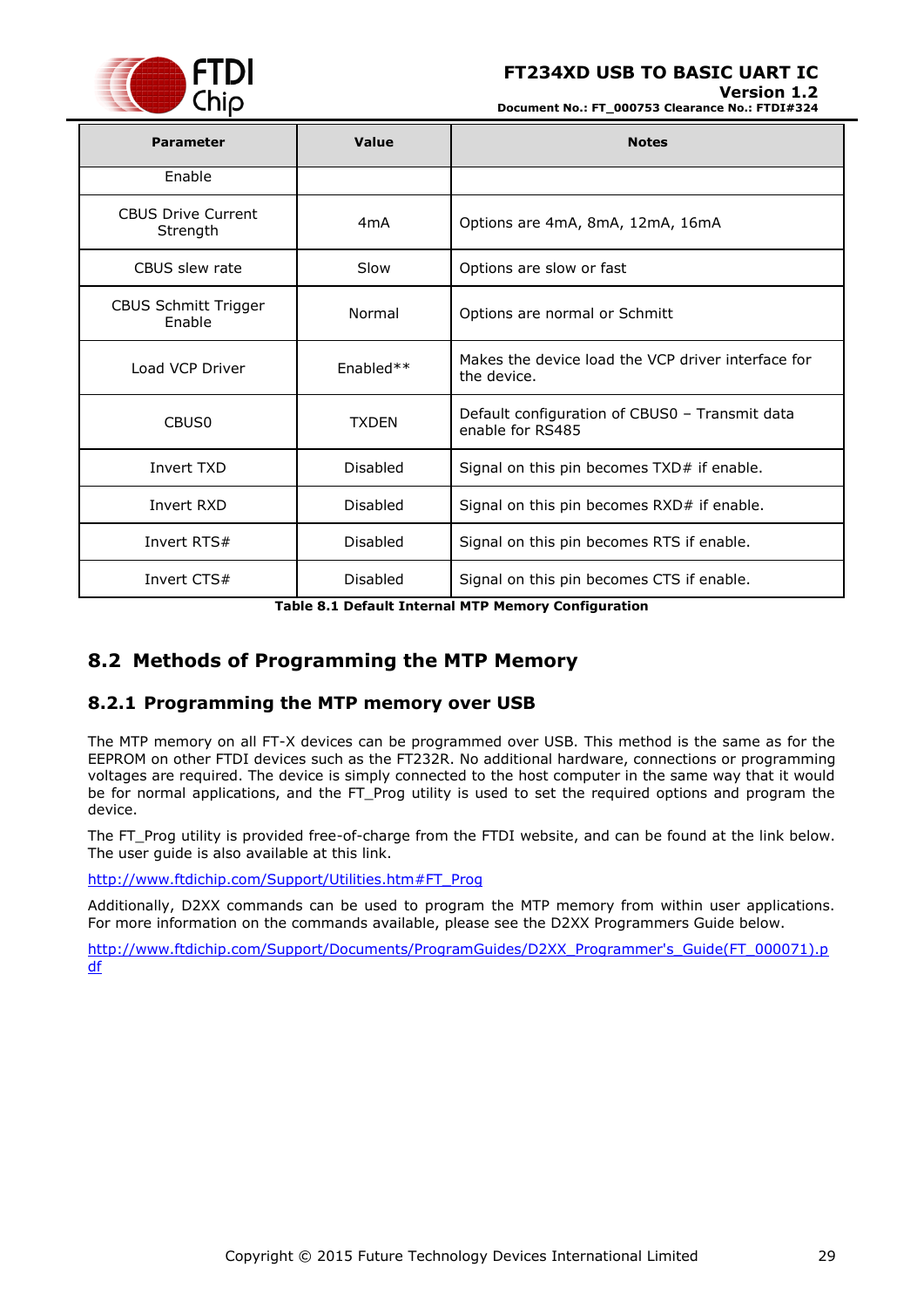| Parameter | Value | Notes |
|---|---|---|
| Enable | | |
| CBUS Drive Current Strength | 4mA | Options are 4mA, 8mA, 12mA, 16mA |
| CBUS slew rate | Slow | Options are slow or fast |
| CBUS Schmitt Trigger Enable | Normal | Options are normal or Schmitt |
| Load VCP Driver | Enabled** | Makes the device load the VCP driver interface for the device. |
| CBUS0 | TXDEN | Default configuration of CBUS0 – Transmit data enable for RS485 |
| Invert TXD | Disabled | Signal on this pin becomes TXD# if enable. |
| Invert RXD | Disabled | Signal on this pin becomes RXD# if enable. |
| Invert RTS# | Disabled | Signal on this pin becomes RTS if enable. |
| Invert CTS# | Disabled | Signal on this pin becomes CTS if enable. |

**Table 8.1 Default Internal MTP Memory Configuration**

## 8.2 Methods of Programming the MTP Memory

### 8.2.1 Programming the MTP memory over USB

The MTP memory on all FT-X devices can be programmed over USB. This method is the same as for the EEPROM on other FTDI devices such as the FT232R. No additional hardware, connections or programming voltages are required. The device is simply connected to the host computer in the same way that it would be for normal applications, and the FT_Prog utility is used to set the required options and program the device.

The FT_Prog utility is provided free-of-charge from the FTDI website, and can be found at the link below. The user guide is also available at this link.

http://www.ftdichip.com/Support/Utilities.htm#FT_Prog

Additionally, D2XX commands can be used to program the MTP memory from within user applications. For more information on the commands available, please see the D2XX Programmers Guide below.

http://www.ftdichip.com/Support/Documents/ProgramGuides/D2XX_Programmer's_Guide(FT_000071).pdf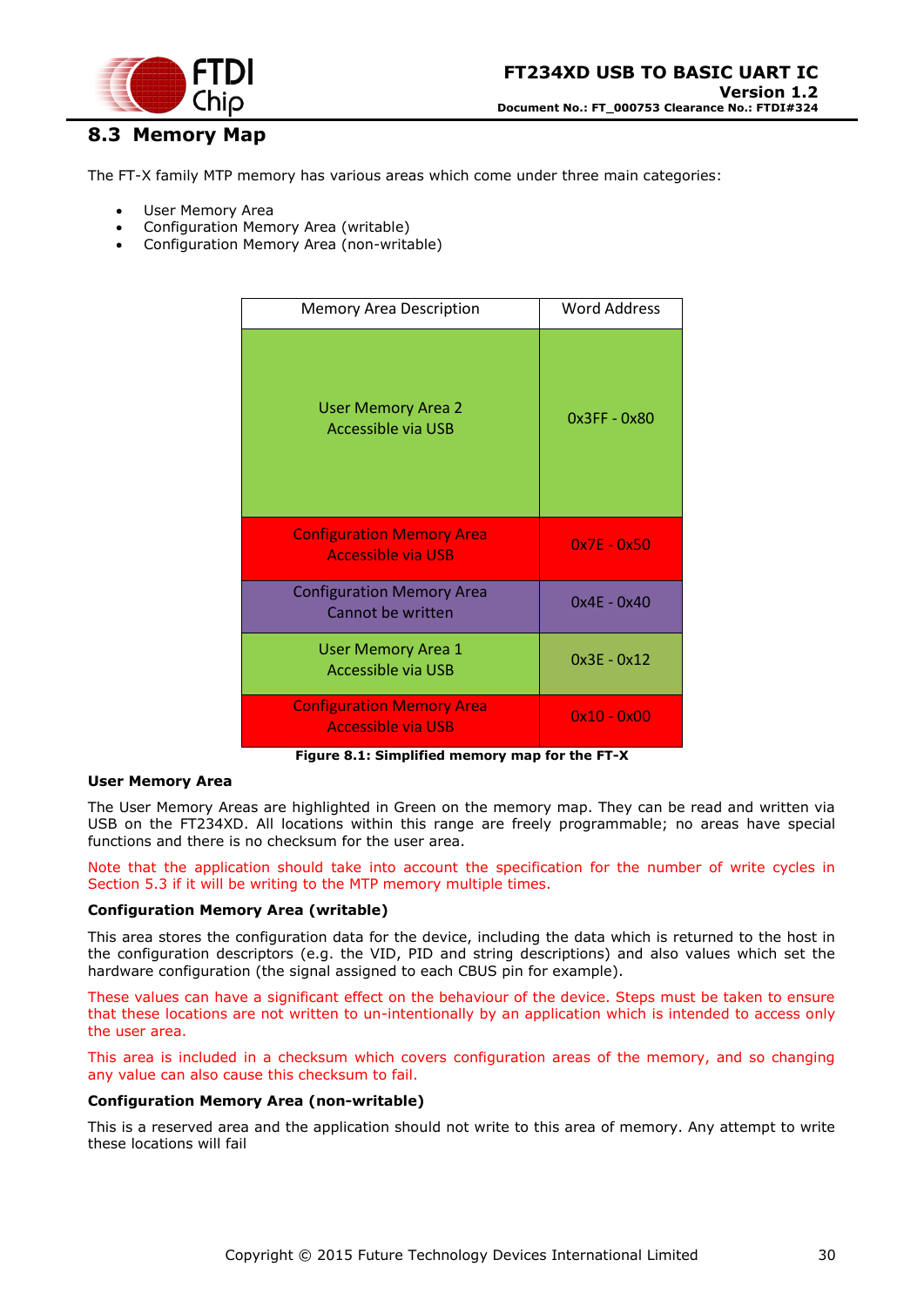## 8.3 Memory Map

The FT-X family MTP memory has various areas which come under three main categories:

- User Memory Area
- Configuration Memory Area (writable)
- Configuration Memory Area (non-writable)

| Memory Area Description | Word Address |
|---|---|
| User Memory Area 2 Accessible via USB | 0x3FF - 0x80 |
| Configuration Memory Area Accessible via USB | 0x7E - 0x50 |
| Configuration Memory Area Cannot be written | 0x4E - 0x40 |
| User Memory Area 1 Accessible via USB | 0x3E - 0x12 |
| Configuration Memory Area Accessible via USB | 0x10 - 0x00 |

**Figure 8.1: Simplified memory map for the FT-X**

**User Memory Area**

The User Memory Areas are highlighted in Green on the memory map. They can be read and written via USB on the FT234XD. All locations within this range are freely programmable; no areas have special functions and there is no checksum for the user area.

Note that the application should take into account the specification for the number of write cycles in Section 5.3 if it will be writing to the MTP memory multiple times.

**Configuration Memory Area (writable)**

This area stores the configuration data for the device, including the data which is returned to the host in the configuration descriptors (e.g. the VID, PID and string descriptions) and also values which set the hardware configuration (the signal assigned to each CBUS pin for example).

These values can have a significant effect on the behaviour of the device. Steps must be taken to ensure that these locations are not written to un-intentionally by an application which is intended to access only the user area.

This area is included in a checksum which covers configuration areas of the memory, and so changing any value can also cause this checksum to fail.

**Configuration Memory Area (non-writable)**

This is a reserved area and the application should not write to this area of memory. Any attempt to write these locations will fail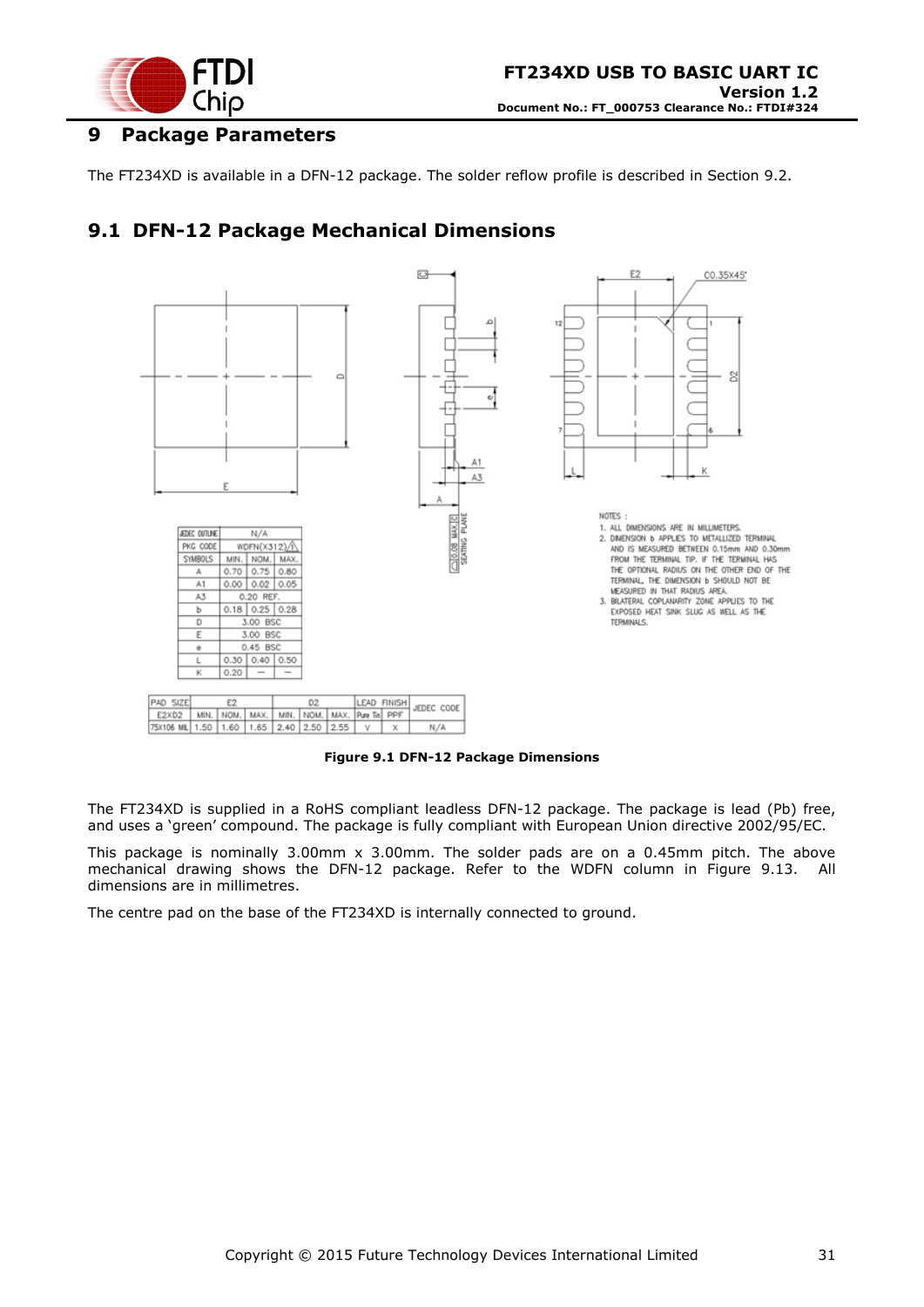# 9 Package Parameters

The FT234XD is available in a DFN-12 package. The solder reflow profile is described in Section 9.2.

## 9.1 DFN-12 Package Mechanical Dimensions

| JEDEC OUTLINE | N/A | | |
|---|---|---|---|
| PKG CODE | WDFN(X312) | | |
| SYMBOLS | MIN. | NOM. | MAX. |
| A | 0.70 | 0.75 | 0.80 |
| A1 | 0.00 | 0.02 | 0.05 |
| A3 | 0.20 REF. | | |
| b | 0.18 | 0.25 | 0.28 |
| D | 3.00 BSC | | |
| E | 3.00 BSC | | |
| e | 0.45 BSC | | |
| L | 0.30 | 0.40 | 0.50 |
| K | 0.20 | — | — |

| PAD SIZE | E2 | | | D2 | | | LEAD FINISH | | JEDEC CODE |
|---|---|---|---|---|---|---|---|---|---|
| E2XD2 | MIN. | NOM. | MAX. | MIN. | NOM. | MAX. | Pure Tin | PPF | |
| 75X106 MIL | 1.50 | 1.60 | 1.65 | 2.40 | 2.50 | 2.55 | V | X | N/A |

NOTES :
1. ALL DIMENSIONS ARE IN MILLIMETERS.
2. DIMENSION b APPLIES TO METALLIZED TERMINAL AND IS MEASURED BETWEEN 0.15mm AND 0.30mm FROM THE TERMINAL TIP. IF THE TERMINAL HAS THE OPTIONAL RADIUS ON THE OTHER END OF THE TERMINAL, THE DIMENSION b SHOULD NOT BE MEASURED IN THAT RADIUS AREA.
3. BILATERAL COPLANARITY ZONE APPLIES TO THE EXPOSED HEAT SINK SLUG AS WELL AS THE TERMINALS.

**Figure 9.1 DFN-12 Package Dimensions**

The FT234XD is supplied in a RoHS compliant leadless DFN-12 package. The package is lead (Pb) free, and uses a 'green' compound. The package is fully compliant with European Union directive 2002/95/EC.

This package is nominally 3.00mm x 3.00mm. The solder pads are on a 0.45mm pitch. The above mechanical drawing shows the DFN-12 package. Refer to the WDFN column in Figure 9.13. All dimensions are in millimetres.

The centre pad on the base of the FT234XD is internally connected to ground.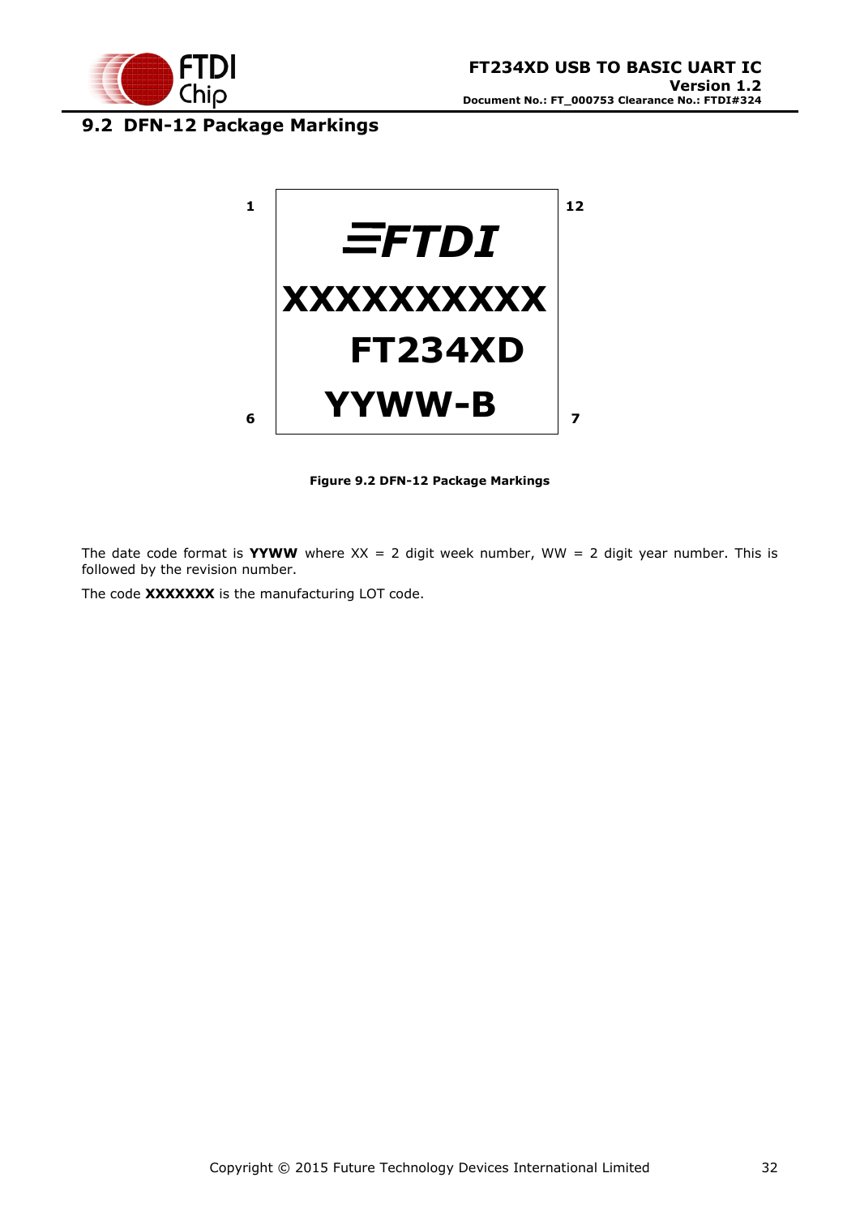## 9.2 DFN-12 Package Markings

```
1                            12
        FTDI
     XXXXXXXXXX
       FT234XD
6       YYWW-B                7
```

**Figure 9.2 DFN-12 Package Markings**

The date code format is **YYWW** where XX = 2 digit week number, WW = 2 digit year number. This is followed by the revision number.

The code **XXXXXXX** is the manufacturing LOT code.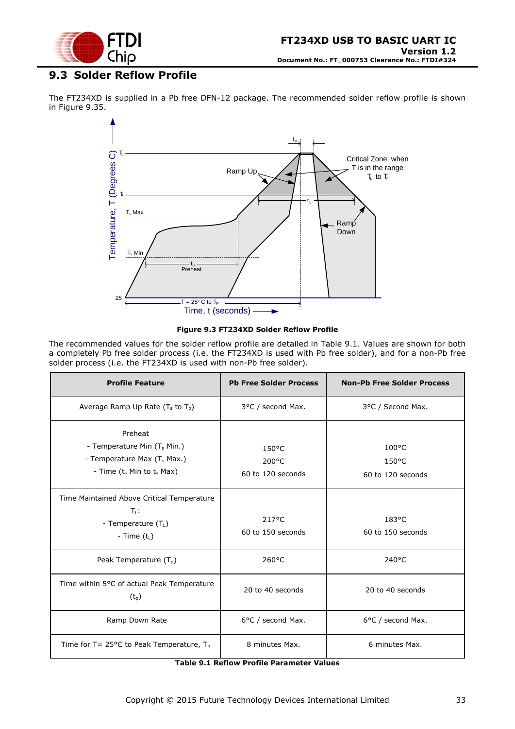## 9.3 Solder Reflow Profile

The FT234XD is supplied in a Pb free DFN-12 package. The recommended solder reflow profile is shown in Figure 9.35.

**Figure 9.3 FT234XD Solder Reflow Profile**

The recommended values for the solder reflow profile are detailed in Table 9.1. Values are shown for both a completely Pb free solder process (i.e. the FT234XD is used with Pb free solder), and for a non-Pb free solder process (i.e. the FT234XD is used with non-Pb free solder).

| Profile Feature | Pb Free Solder Process | Non-Pb Free Solder Process |
| --- | --- | --- |
| Average Ramp Up Rate ($T_s$ to $T_p$) | 3°C / second Max. | 3°C / Second Max. |
| Preheat<br>- Temperature Min ($T_s$ Min.)<br>- Temperature Max ($T_s$ Max.)<br>- Time ($t_s$ Min to $t_s$ Max) | <br>150°C<br>200°C<br>60 to 120 seconds | <br>100°C<br>150°C<br>60 to 120 seconds |
| Time Maintained Above Critical Temperature $T_L$:<br>- Temperature ($T_L$)<br>- Time ($t_L$) | <br>217°C<br>60 to 150 seconds | <br>183°C<br>60 to 150 seconds |
| Peak Temperature ($T_p$) | 260°C | 240°C |
| Time within 5°C of actual Peak Temperature ($t_p$) | 20 to 40 seconds | 20 to 40 seconds |
| Ramp Down Rate | 6°C / second Max. | 6°C / second Max. |
| Time for T= 25°C to Peak Temperature, $T_p$ | 8 minutes Max. | 6 minutes Max. |

**Table 9.1 Reflow Profile Parameter Values**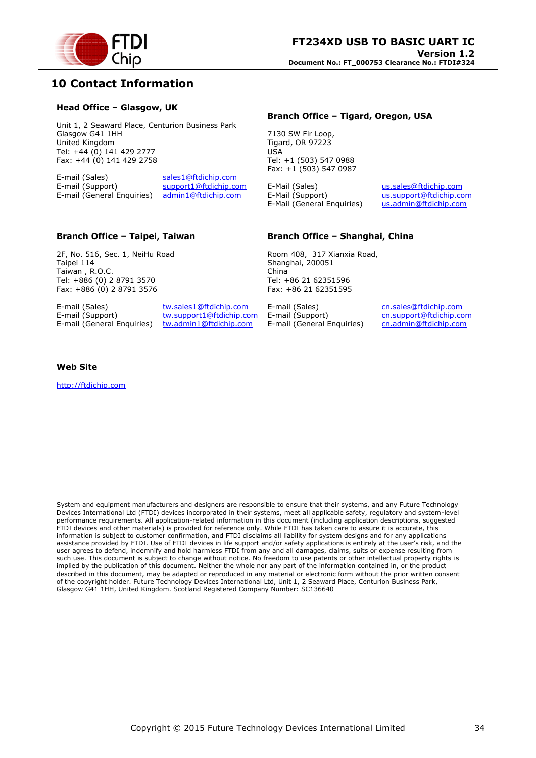# 10 Contact Information

### Head Office – Glasgow, UK

Unit 1, 2 Seaward Place, Centurion Business Park
Glasgow G41 1HH
United Kingdom
Tel: +44 (0) 141 429 2777
Fax: +44 (0) 141 429 2758

| | |
|---|---|
| E-mail (Sales) | sales1@ftdichip.com |
| E-mail (Support) | support1@ftdichip.com |
| E-mail (General Enquiries) | admin1@ftdichip.com |

### Branch Office – Tigard, Oregon, USA

7130 SW Fir Loop,
Tigard, OR 97223
USA
Tel: +1 (503) 547 0988
Fax: +1 (503) 547 0987

| | |
|---|---|
| E-Mail (Sales) | us.sales@ftdichip.com |
| E-Mail (Support) | us.support@ftdichip.com |
| E-Mail (General Enquiries) | us.admin@ftdichip.com |

### Branch Office – Taipei, Taiwan

2F, No. 516, Sec. 1, NeiHu Road
Taipei 114
Taiwan , R.O.C.
Tel: +886 (0) 2 8791 3570
Fax: +886 (0) 2 8791 3576

| | |
|---|---|
| E-mail (Sales) | tw.sales1@ftdichip.com |
| E-mail (Support) | tw.support1@ftdichip.com |
| E-mail (General Enquiries) | tw.admin1@ftdichip.com |

### Branch Office – Shanghai, China

Room 408, 317 Xianxia Road,
Shanghai, 200051
China
Tel: +86 21 62351596
Fax: +86 21 62351595

| | |
|---|---|
| E-mail (Sales) | cn.sales@ftdichip.com |
| E-mail (Support) | cn.support@ftdichip.com |
| E-mail (General Enquiries) | cn.admin@ftdichip.com |

### Web Site

http://ftdichip.com

System and equipment manufacturers and designers are responsible to ensure that their systems, and any Future Technology Devices International Ltd (FTDI) devices incorporated in their systems, meet all applicable safety, regulatory and system-level performance requirements. All application-related information in this document (including application descriptions, suggested FTDI devices and other materials) is provided for reference only. While FTDI has taken care to assure it is accurate, this information is subject to customer confirmation, and FTDI disclaims all liability for system designs and for any applications assistance provided by FTDI. Use of FTDI devices in life support and/or safety applications is entirely at the user's risk, and the user agrees to defend, indemnify and hold harmless FTDI from any and all damages, claims, suits or expense resulting from such use. This document is subject to change without notice. No freedom to use patents or other intellectual property rights is implied by the publication of this document. Neither the whole nor any part of the information contained in, or the product described in this document, may be adapted or reproduced in any material or electronic form without the prior written consent of the copyright holder. Future Technology Devices International Ltd, Unit 1, 2 Seaward Place, Centurion Business Park, Glasgow G41 1HH, United Kingdom. Scotland Registered Company Number: SC136640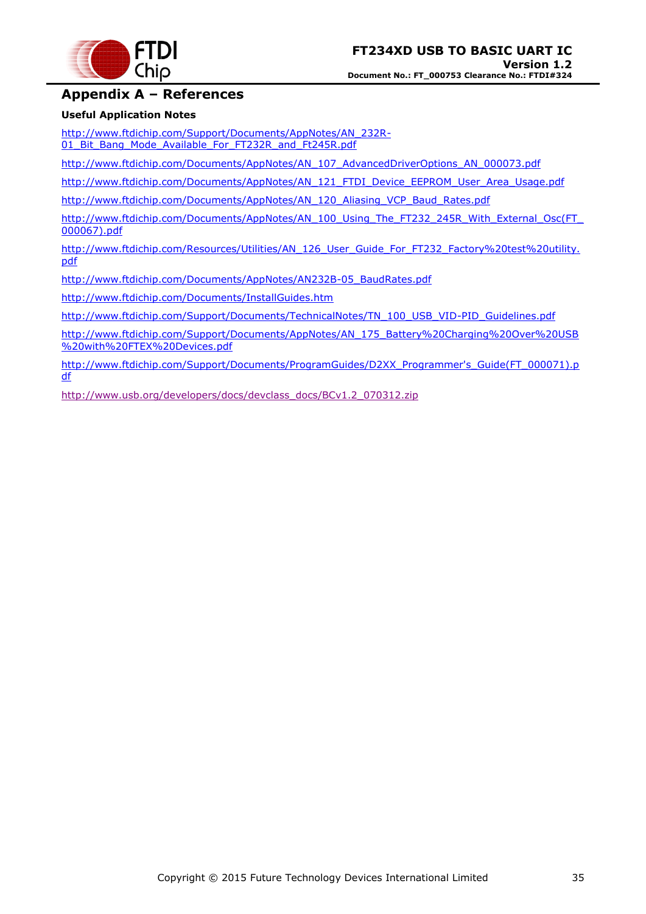# Appendix A – References

**Useful Application Notes**

http://www.ftdichip.com/Support/Documents/AppNotes/AN_232R-01_Bit_Bang_Mode_Available_For_FT232R_and_Ft245R.pdf

http://www.ftdichip.com/Documents/AppNotes/AN_107_AdvancedDriverOptions_AN_000073.pdf

http://www.ftdichip.com/Documents/AppNotes/AN_121_FTDI_Device_EEPROM_User_Area_Usage.pdf

http://www.ftdichip.com/Documents/AppNotes/AN_120_Aliasing_VCP_Baud_Rates.pdf

http://www.ftdichip.com/Documents/AppNotes/AN_100_Using_The_FT232_245R_With_External_Osc(FT_000067).pdf

http://www.ftdichip.com/Resources/Utilities/AN_126_User_Guide_For_FT232_Factory%20test%20utility.pdf

http://www.ftdichip.com/Documents/AppNotes/AN232B-05_BaudRates.pdf

http://www.ftdichip.com/Documents/InstallGuides.htm

http://www.ftdichip.com/Support/Documents/TechnicalNotes/TN_100_USB_VID-PID_Guidelines.pdf

http://www.ftdichip.com/Support/Documents/AppNotes/AN_175_Battery%20Charging%20Over%20USB%20with%20FTEX%20Devices.pdf

http://www.ftdichip.com/Support/Documents/ProgramGuides/D2XX_Programmer's_Guide(FT_000071).pdf

http://www.usb.org/developers/docs/devclass_docs/BCv1.2_070312.zip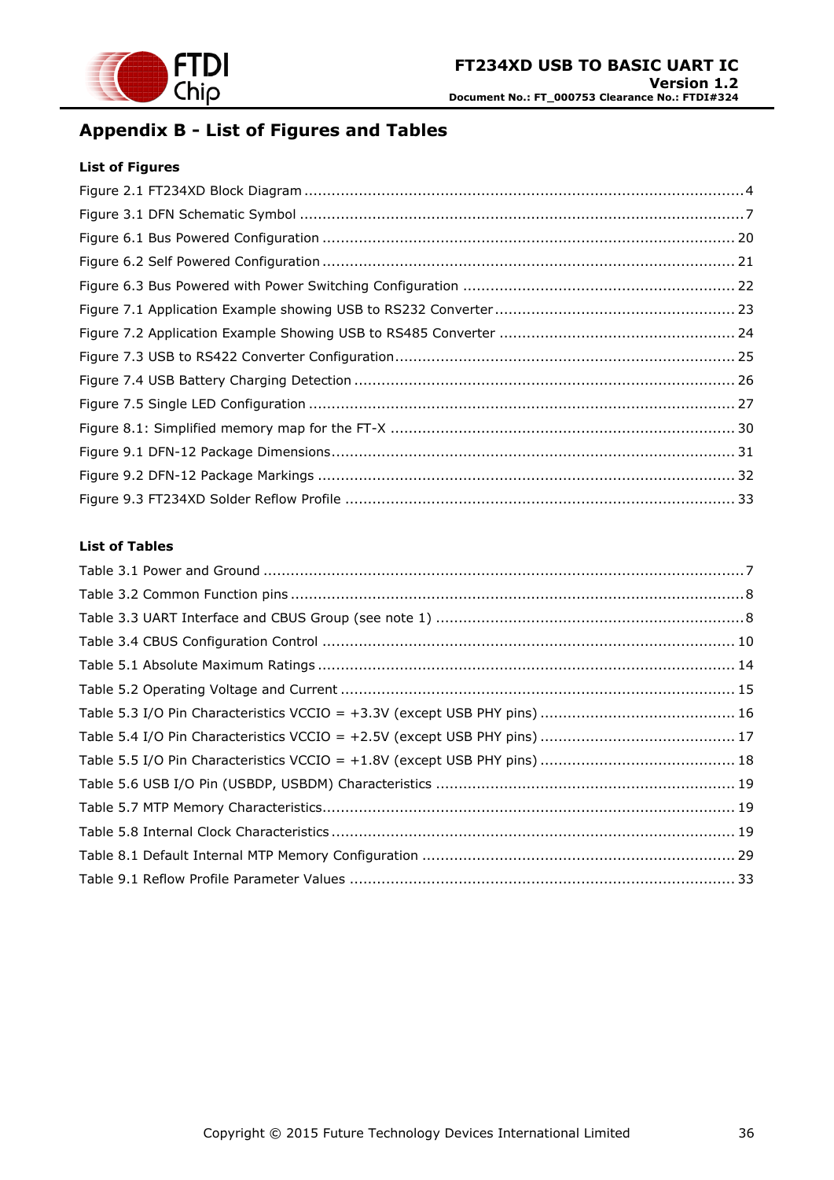# Appendix B - List of Figures and Tables

### List of Figures

Figure 2.1 FT234XD Block Diagram ........................................................................................... 4

Figure 3.1 DFN Schematic Symbol ............................................................................................ 7

Figure 6.1 Bus Powered Configuration ..................................................................................... 20

Figure 6.2 Self Powered Configuration ..................................................................................... 21

Figure 6.3 Bus Powered with Power Switching Configuration .................................................... 22

Figure 7.1 Application Example showing USB to RS232 Converter ............................................. 23

Figure 7.2 Application Example Showing USB to RS485 Converter ............................................ 24

Figure 7.3 USB to RS422 Converter Configuration ..................................................................... 25

Figure 7.4 USB Battery Charging Detection .............................................................................. 26

Figure 7.5 Single LED Configuration ........................................................................................ 27

Figure 8.1: Simplified memory map for the FT-X ...................................................................... 30

Figure 9.1 DFN-12 Package Dimensions ................................................................................... 31

Figure 9.2 DFN-12 Package Markings ...................................................................................... 32

Figure 9.3 FT234XD Solder Reflow Profile ................................................................................ 33

### List of Tables

Table 3.1 Power and Ground .................................................................................................... 7

Table 3.2 Common Function pins .............................................................................................. 8

Table 3.3 UART Interface and CBUS Group (see note 1) .............................................................. 8

Table 3.4 CBUS Configuration Control ..................................................................................... 10

Table 5.1 Absolute Maximum Ratings ...................................................................................... 14

Table 5.2 Operating Voltage and Current ................................................................................. 15

Table 5.3 I/O Pin Characteristics VCCIO = +3.3V (except USB PHY pins) .................................. 16

Table 5.4 I/O Pin Characteristics VCCIO = +2.5V (except USB PHY pins) .................................. 17

Table 5.5 I/O Pin Characteristics VCCIO = +1.8V (except USB PHY pins) .................................. 18

Table 5.6 USB I/O Pin (USBDP, USBDM) Characteristics ............................................................ 19

Table 5.7 MTP Memory Characteristics ..................................................................................... 19

Table 5.8 Internal Clock Characteristics ................................................................................... 19

Table 8.1 Default Internal MTP Memory Configuration ............................................................... 29

Table 9.1 Reflow Profile Parameter Values ............................................................................... 33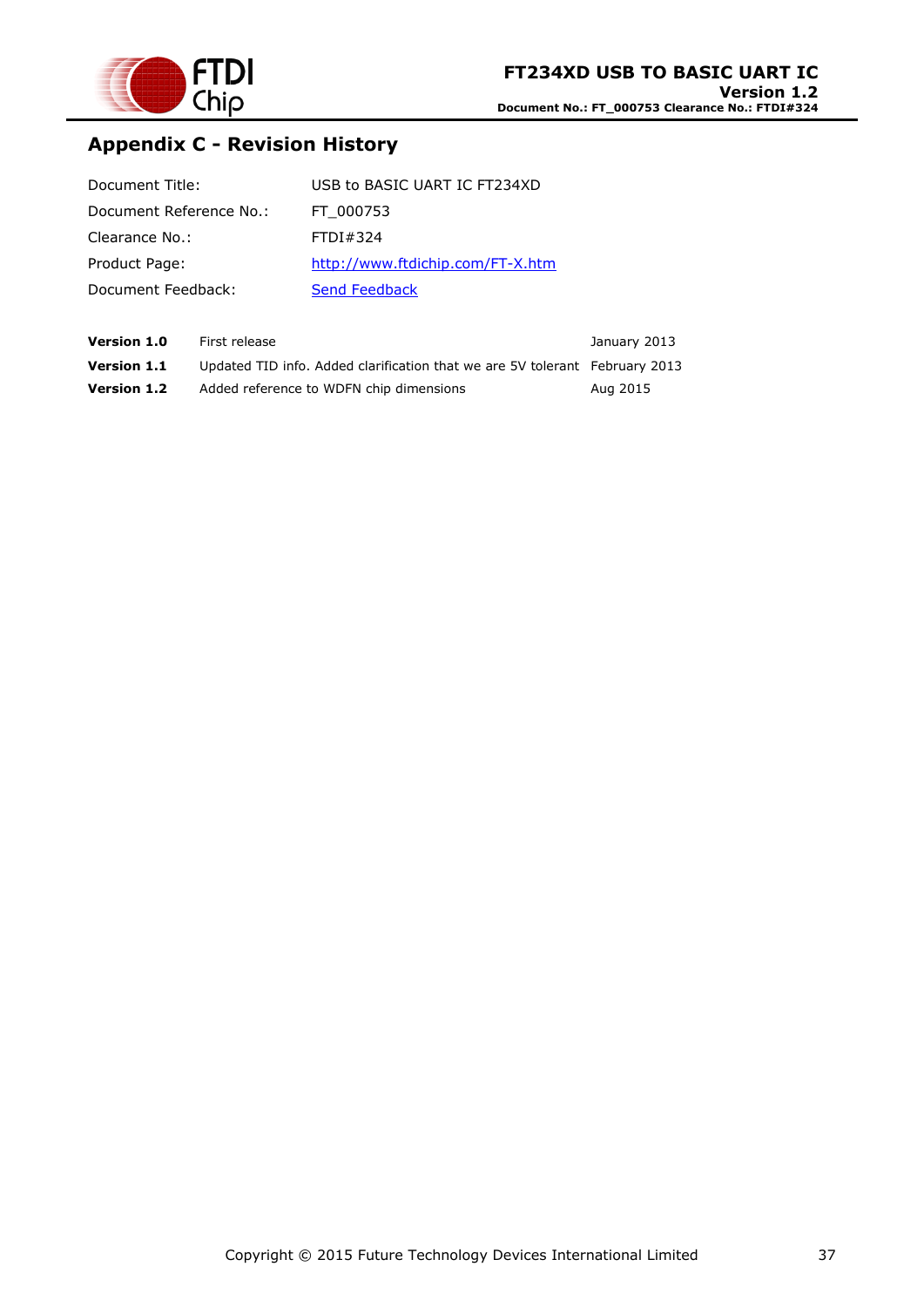## Appendix C - Revision History

| | |
|---|---|
| Document Title: | USB to BASIC UART IC FT234XD |
| Document Reference No.: | FT_000753 |
| Clearance No.: | FTDI#324 |
| Product Page: | http://www.ftdichip.com/FT-X.htm |
| Document Feedback: | Send Feedback |

| | | |
|---|---|---|
| **Version 1.0** | First release | January 2013 |
| **Version 1.1** | Updated TID info. Added clarification that we are 5V tolerant | February 2013 |
| **Version 1.2** | Added reference to WDFN chip dimensions | Aug 2015 |